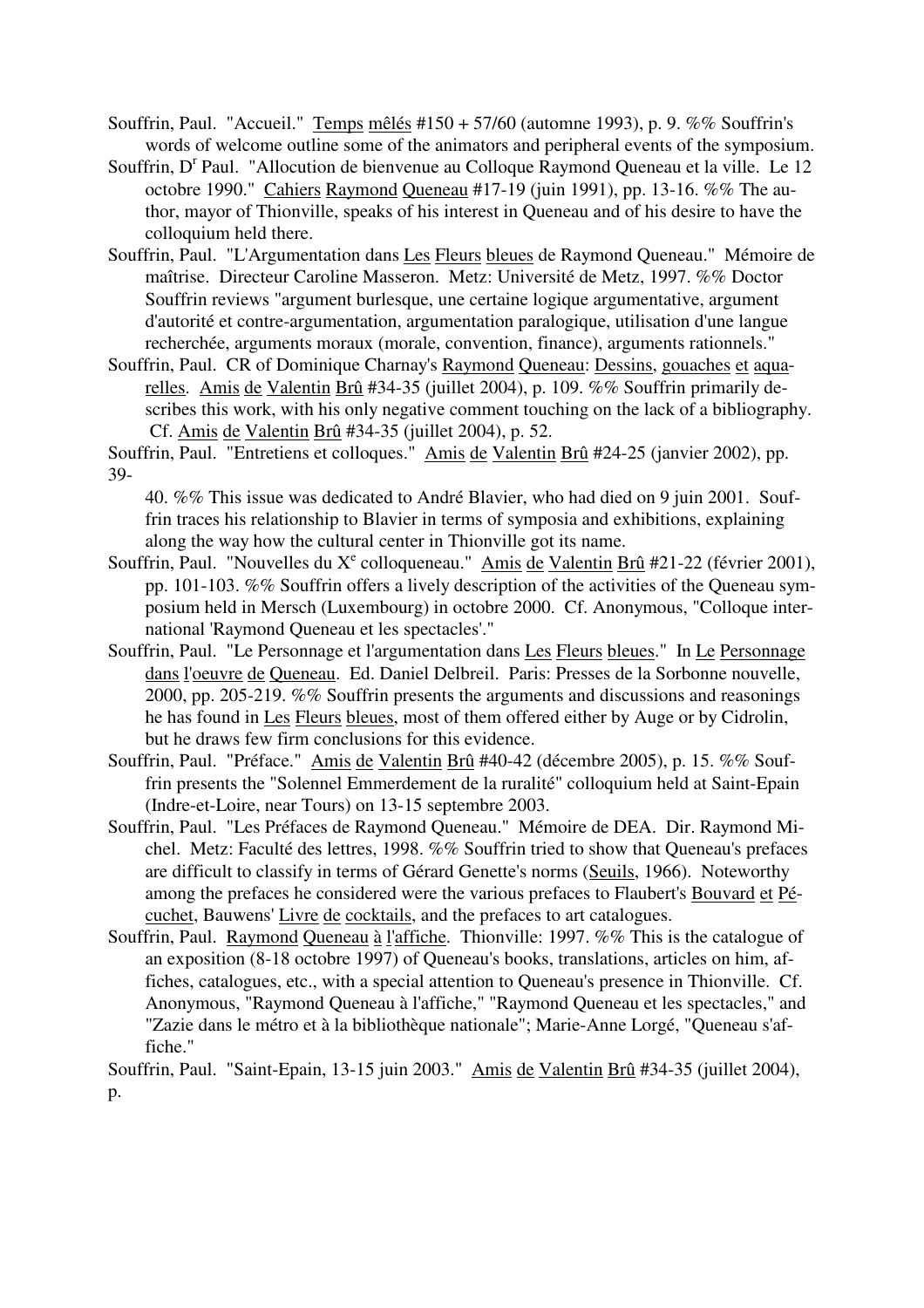Souffrin, Paul. "Accueil." Temps mêlés #150 + 57/60 (automne 1993), p. 9. %% Souffrin's words of welcome outline some of the animators and peripheral events of the symposium.

Souffrin, D[r] Paul. "Allocution de bienvenue au Colloque Raymond Queneau et la ville. Le 12 octobre 1990." Cahiers Raymond Queneau #17-19 (juin 1991), pp. 13-16. %% The author, mayor of Thionville, speaks of his interest in Queneau and of his desire to have the colloquium held there.

Souffrin, Paul. "L'Argumentation dans Les Fleurs bleues de Raymond Queneau." Mémoire de maîtrise. Directeur Caroline Masseron. Metz: Université de Metz, 1997. %% Doctor Souffrin reviews "argument burlesque, une certaine logique argumentative, argument d'autorité et contre-argumentation, argumentation paralogique, utilisation d'une langue recherchée, arguments moraux (morale, convention, finance), arguments rationnels."

Souffrin, Paul. CR of Dominique Charnay's Raymond Queneau: Dessins, gouaches et aquarelles. Amis de Valentin Brû #34-35 (juillet 2004), p. 109. %% Souffrin primarily describes this work, with his only negative comment touching on the lack of a bibliography. Cf. Amis de Valentin Brû #34-35 (juillet 2004), p. 52.

Souffrin, Paul. "Entretiens et colloques." Amis de Valentin Brû #24-25 (janvier 2002), pp. 39-40. %% This issue was dedicated to André Blavier, who had died on 9 juin 2001. Souffrin traces his relationship to Blavier in terms of symposia and exhibitions, explaining along the way how the cultural center in Thionville got its name.

Souffrin, Paul. "Nouvelles du X[e] colloqueneau." Amis de Valentin Brû #21-22 (février 2001), pp. 101-103. %% Souffrin offers a lively description of the activities of the Queneau symposium held in Mersch (Luxembourg) in octobre 2000. Cf. Anonymous, "Colloque international 'Raymond Queneau et les spectacles'."

Souffrin, Paul. "Le Personnage et l'argumentation dans Les Fleurs bleues." In Le Personnage dans l'oeuvre de Queneau. Ed. Daniel Delbreil. Paris: Presses de la Sorbonne nouvelle, 2000, pp. 205-219. %% Souffrin presents the arguments and discussions and reasonings he has found in Les Fleurs bleues, most of them offered either by Auge or by Cidrolin, but he draws few firm conclusions for this evidence.

Souffrin, Paul. "Préface." Amis de Valentin Brû #40-42 (décembre 2005), p. 15. %% Souffrin presents the "Solennel Emmerdement de la ruralité" colloquium held at Saint-Epain (Indre-et-Loire, near Tours) on 13-15 septembre 2003.

Souffrin, Paul. "Les Préfaces de Raymond Queneau." Mémoire de DEA. Dir. Raymond Michel. Metz: Faculté des lettres, 1998. %% Souffrin tried to show that Queneau's prefaces are difficult to classify in terms of Gérard Genette's norms (Seuils, 1966). Noteworthy among the prefaces he considered were the various prefaces to Flaubert's Bouvard et Pécuchet, Bauwens' Livre de cocktails, and the prefaces to art catalogues.

Souffrin, Paul. Raymond Queneau à l'affiche. Thionville: 1997. %% This is the catalogue of an exposition (8-18 octobre 1997) of Queneau's books, translations, articles on him, affiches, catalogues, etc., with a special attention to Queneau's presence in Thionville. Cf. Anonymous, "Raymond Queneau à l'affiche," "Raymond Queneau et les spectacles," and "Zazie dans le métro et à la bibliothèque nationale"; Marie-Anne Lorgé, "Queneau s'affiche."

Souffrin, Paul. "Saint-Epain, 13-15 juin 2003." Amis de Valentin Brû #34-35 (juillet 2004), p.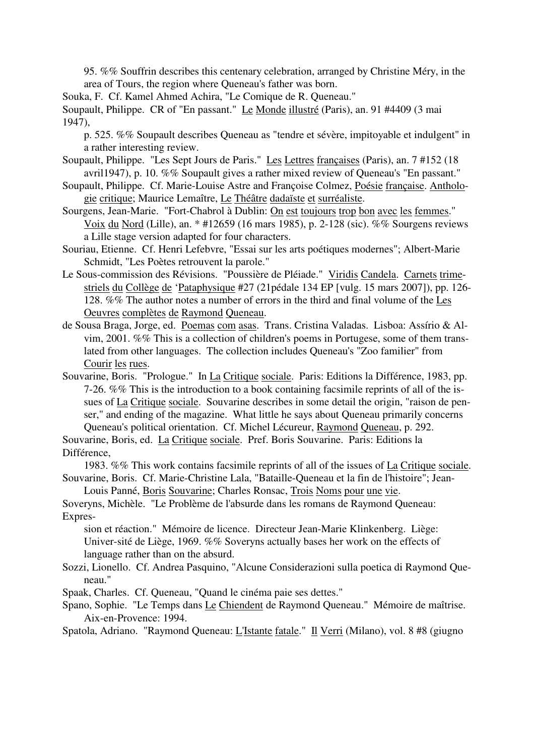95. %% Souffrin describes this centenary celebration, arranged by Christine Méry, in the area of Tours, the region where Queneau's father was born.

Souka, F. Cf. Kamel Ahmed Achira, "Le Comique de R. Queneau."

Soupault, Philippe. CR of "En passant." Le Monde illustré (Paris), an. 91 #4409 (3 mai 1947), p. 525. %% Soupault describes Queneau as "tendre et sévère, impitoyable et indulgent" in a rather interesting review.

Soupault, Philippe. "Les Sept Jours de Paris." Les Lettres françaises (Paris), an. 7 #152 (18 avril1947), p. 10. %% Soupault gives a rather mixed review of Queneau's "En passant."

Soupault, Philippe. Cf. Marie-Louise Astre and Françoise Colmez, Poésie française. Anthologie critique; Maurice Lemaître, Le Théâtre dadaïste et surréaliste.

Sourgens, Jean-Marie. "Fort-Chabrol à Dublin: On est toujours trop bon avec les femmes." Voix du Nord (Lille), an. * #12659 (16 mars 1985), p. 2-128 (sic). %% Sourgens reviews a Lille stage version adapted for four characters.

Souriau, Etienne. Cf. Henri Lefebvre, "Essai sur les arts poétiques modernes"; Albert-Marie Schmidt, "Les Poètes retrouvent la parole."

Le Sous-commission des Révisions. "Poussière de Pléiade." Viridis Candela. Carnets trimestriels du Collège de 'Pataphysique #27 (21pédale 134 EP [vulg. 15 mars 2007]), pp. 126-128. %% The author notes a number of errors in the third and final volume of the Les Oeuvres complètes de Raymond Queneau.

de Sousa Braga, Jorge, ed. Poemas com asas. Trans. Cristina Valadas. Lisboa: Assírio & Alvim, 2001. %% This is a collection of children's poems in Portugese, some of them translated from other languages. The collection includes Queneau's "Zoo familier" from Courir les rues.

Souvarine, Boris. "Prologue." In La Critique sociale. Paris: Editions la Différence, 1983, pp. 7-26. %% This is the introduction to a book containing facsimile reprints of all of the issues of La Critique sociale. Souvarine describes in some detail the origin, "raison de penser," and ending of the magazine. What little he says about Queneau primarily concerns Queneau's political orientation. Cf. Michel Lécureur, Raymond Queneau, p. 292.

Souvarine, Boris, ed. La Critique sociale. Pref. Boris Souvarine. Paris: Editions la Différence, 1983. %% This work contains facsimile reprints of all of the issues of La Critique sociale.

Souvarine, Boris. Cf. Marie-Christine Lala, "Bataille-Queneau et la fin de l'histoire"; Jean-Louis Panné, Boris Souvarine; Charles Ronsac, Trois Noms pour une vie.

Soveryns, Michèle. "Le Problème de l'absurde dans les romans de Raymond Queneau: Expression et réaction." Mémoire de licence. Directeur Jean-Marie Klinkenberg. Liège: Univer-sité de Liège, 1969. %% Soveryns actually bases her work on the effects of language rather than on the absurd.

Sozzi, Lionello. Cf. Andrea Pasquino, "Alcune Considerazioni sulla poetica di Raymond Queneau."

Spaak, Charles. Cf. Queneau, "Quand le cinéma paie ses dettes."

Spano, Sophie. "Le Temps dans Le Chiendent de Raymond Queneau." Mémoire de maîtrise. Aix-en-Provence: 1994.

Spatola, Adriano. "Raymond Queneau: L'Istante fatale." Il Verri (Milano), vol. 8 #8 (giugno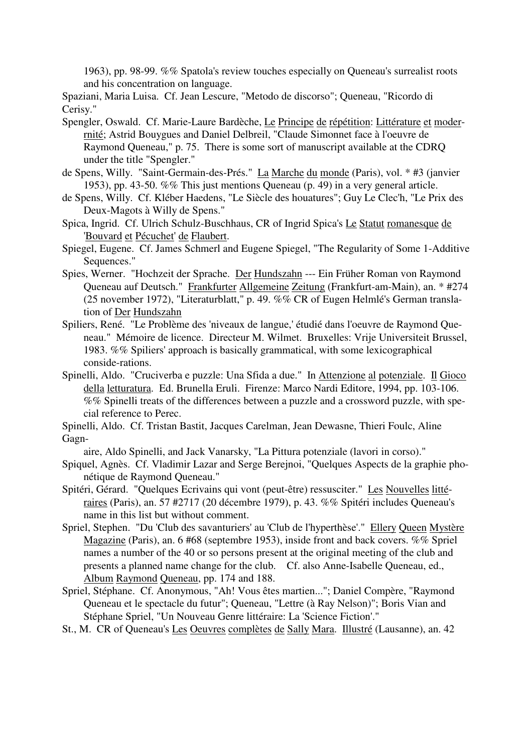1963), pp. 98-99. %% Spatola's review touches especially on Queneau's surrealist roots and his concentration on language.

Spaziani, Maria Luisa. Cf. Jean Lescure, "Metodo de discorso"; Queneau, "Ricordo di Cerisy."

Spengler, Oswald. Cf. Marie-Laure Bardèche, Le Principe de répétition: Littérature et modernité; Astrid Bouygues and Daniel Delbreil, "Claude Simonnet face à l'oeuvre de Raymond Queneau," p. 75. There is some sort of manuscript available at the CDRQ under the title "Spengler."

de Spens, Willy. "Saint-Germain-des-Prés." La Marche du monde (Paris), vol. * #3 (janvier 1953), pp. 43-50. %% This just mentions Queneau (p. 49) in a very general article.

de Spens, Willy. Cf. Kléber Haedens, "Le Siècle des houatures"; Guy Le Clec'h, "Le Prix des Deux-Magots à Willy de Spens."

Spica, Ingrid. Cf. Ulrich Schulz-Buschhaus, CR of Ingrid Spica's Le Statut romanesque de 'Bouvard et Pécuchet' de Flaubert.

Spiegel, Eugene. Cf. James Schmerl and Eugene Spiegel, "The Regularity of Some 1-Additive Sequences."

Spies, Werner. "Hochzeit der Sprache. Der Hundszahn --- Ein Früher Roman von Raymond Queneau auf Deutsch." Frankfurter Allgemeine Zeitung (Frankfurt-am-Main), an. * #274 (25 november 1972), "Literaturblatt," p. 49. %% CR of Eugen Helmlé's German translation of Der Hundszahn

Spiliers, René. "Le Problème des 'niveaux de langue,' étudié dans l'oeuvre de Raymond Queneau." Mémoire de licence. Directeur M. Wilmet. Bruxelles: Vrije Universiteit Brussel, 1983. %% Spiliers' approach is basically grammatical, with some lexicographical conside-rations.

Spinelli, Aldo. "Cruciverba e puzzle: Una Sfida a due." In Attenzione al potenziale. Il Gioco della letturatura. Ed. Brunella Eruli. Firenze: Marco Nardi Editore, 1994, pp. 103-106. %% Spinelli treats of the differences between a puzzle and a crossword puzzle, with special reference to Perec.

Spinelli, Aldo. Cf. Tristan Bastit, Jacques Carelman, Jean Dewasne, Thieri Foulc, Aline Gagnaire, Aldo Spinelli, and Jack Vanarsky, "La Pittura potenziale (lavori in corso)."

Spiquel, Agnès. Cf. Vladimir Lazar and Serge Berejnoi, "Quelques Aspects de la graphie phonétique de Raymond Queneau."

Spitéri, Gérard. "Quelques Ecrivains qui vont (peut-être) ressusciter." Les Nouvelles littéraires (Paris), an. 57 #2717 (20 décembre 1979), p. 43. %% Spitéri includes Queneau's name in this list but without comment.

Spriel, Stephen. "Du 'Club des savanturiers' au 'Club de l'hyperthèse'." Ellery Queen Mystère Magazine (Paris), an. 6 #68 (septembre 1953), inside front and back covers. %% Spriel names a number of the 40 or so persons present at the original meeting of the club and presents a planned name change for the club. Cf. also Anne-Isabelle Queneau, ed., Album Raymond Queneau, pp. 174 and 188.

Spriel, Stéphane. Cf. Anonymous, "Ah! Vous êtes martien..."; Daniel Compère, "Raymond Queneau et le spectacle du futur"; Queneau, "Lettre (à Ray Nelson)"; Boris Vian and Stéphane Spriel, "Un Nouveau Genre littéraire: La 'Science Fiction'."

St., M. CR of Queneau's Les Oeuvres complètes de Sally Mara. Illustré (Lausanne), an. 42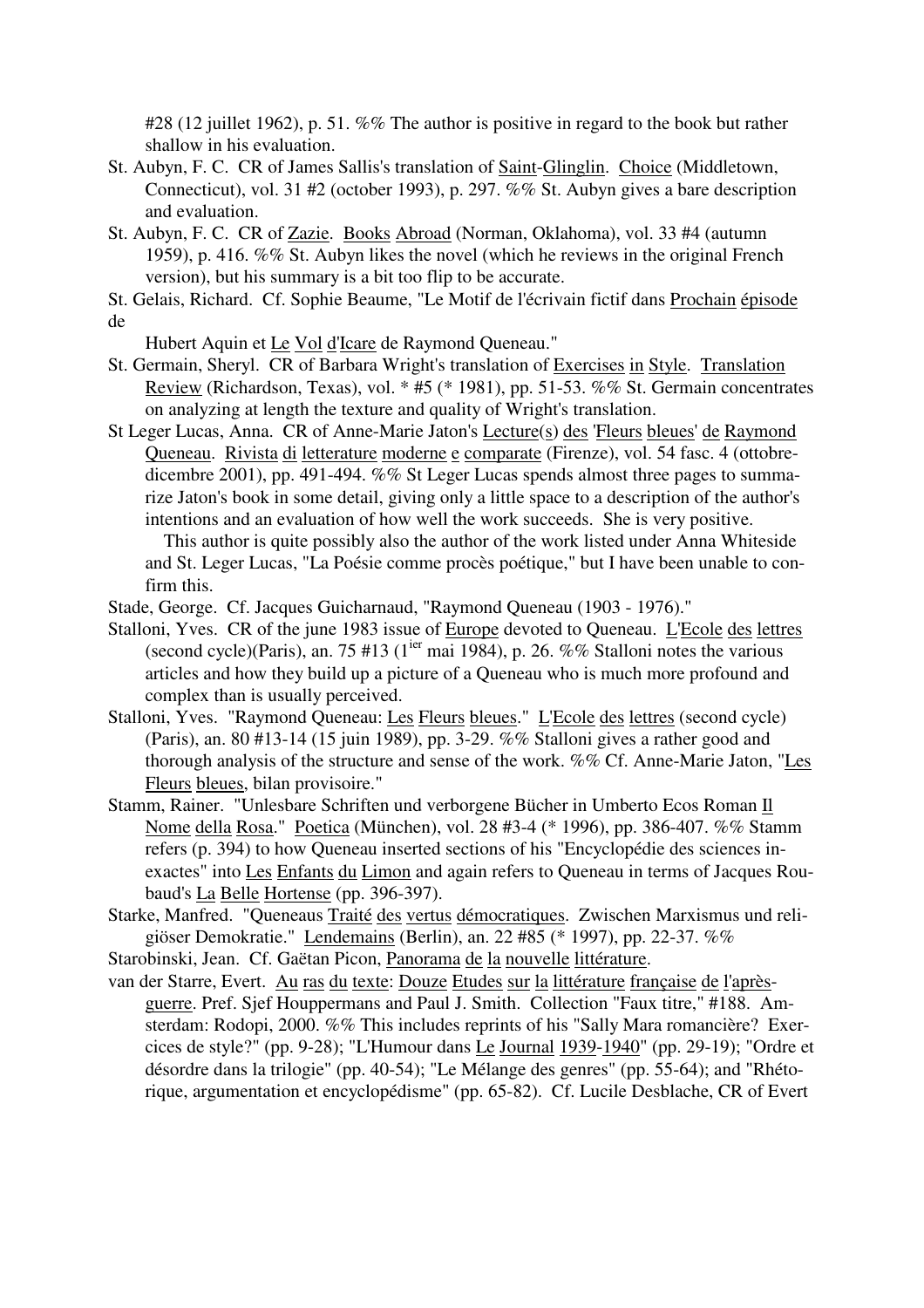#28 (12 juillet 1962), p. 51. %% The author is positive in regard to the book but rather shallow in his evaluation.

St. Aubyn, F. C. CR of James Sallis's translation of Saint-Glinglin. Choice (Middletown, Connecticut), vol. 31 #2 (october 1993), p. 297. %% St. Aubyn gives a bare description and evaluation.

St. Aubyn, F. C. CR of Zazie. Books Abroad (Norman, Oklahoma), vol. 33 #4 (autumn 1959), p. 416. %% St. Aubyn likes the novel (which he reviews in the original French version), but his summary is a bit too flip to be accurate.

St. Gelais, Richard. Cf. Sophie Beaume, "Le Motif de l'écrivain fictif dans Prochain épisode de Hubert Aquin et Le Vol d'Icare de Raymond Queneau."

St. Germain, Sheryl. CR of Barbara Wright's translation of Exercises in Style. Translation Review (Richardson, Texas), vol. * #5 (* 1981), pp. 51-53. %% St. Germain concentrates on analyzing at length the texture and quality of Wright's translation.

St Leger Lucas, Anna. CR of Anne-Marie Jaton's Lecture(s) des 'Fleurs bleues' de Raymond Queneau. Rivista di letterature moderne e comparate (Firenze), vol. 54 fasc. 4 (ottobre-dicembre 2001), pp. 491-494. %% St Leger Lucas spends almost three pages to summarize Jaton's book in some detail, giving only a little space to a description of the author's intentions and an evaluation of how well the work succeeds. She is very positive.

This author is quite possibly also the author of the work listed under Anna Whiteside and St. Leger Lucas, "La Poésie comme procès poétique," but I have been unable to confirm this.

Stade, George. Cf. Jacques Guicharnaud, "Raymond Queneau (1903 - 1976)."

Stalloni, Yves. CR of the june 1983 issue of Europe devoted to Queneau. L'Ecole des lettres (second cycle)(Paris), an. 75 #13 (1ier mai 1984), p. 26. %% Stalloni notes the various articles and how they build up a picture of a Queneau who is much more profound and complex than is usually perceived.

Stalloni, Yves. "Raymond Queneau: Les Fleurs bleues." L'Ecole des lettres (second cycle) (Paris), an. 80 #13-14 (15 juin 1989), pp. 3-29. %% Stalloni gives a rather good and thorough analysis of the structure and sense of the work. %% Cf. Anne-Marie Jaton, "Les Fleurs bleues, bilan provisoire."

Stamm, Rainer. "Unlesbare Schriften und verborgene Bücher in Umberto Ecos Roman Il Nome della Rosa." Poetica (München), vol. 28 #3-4 (* 1996), pp. 386-407. %% Stamm refers (p. 394) to how Queneau inserted sections of his "Encyclopédie des sciences inexactes" into Les Enfants du Limon and again refers to Queneau in terms of Jacques Roubaud's La Belle Hortense (pp. 396-397).

Starke, Manfred. "Queneaus Traité des vertus démocratiques. Zwischen Marxismus und religiöser Demokratie." Lendemains (Berlin), an. 22 #85 (* 1997), pp. 22-37. %%

Starobinski, Jean. Cf. Gaëtan Picon, Panorama de la nouvelle littérature.

van der Starre, Evert. Au ras du texte: Douze Etudes sur la littérature française de l'après-guerre. Pref. Sjef Houppermans and Paul J. Smith. Collection "Faux titre," #188. Amsterdam: Rodopi, 2000. %% This includes reprints of his "Sally Mara romancière? Exercices de style?" (pp. 9-28); "L'Humour dans Le Journal 1939-1940" (pp. 29-19); "Ordre et désordre dans la trilogie" (pp. 40-54); "Le Mélange des genres" (pp. 55-64); and "Rhétorique, argumentation et encyclopédisme" (pp. 65-82). Cf. Lucile Desblache, CR of Evert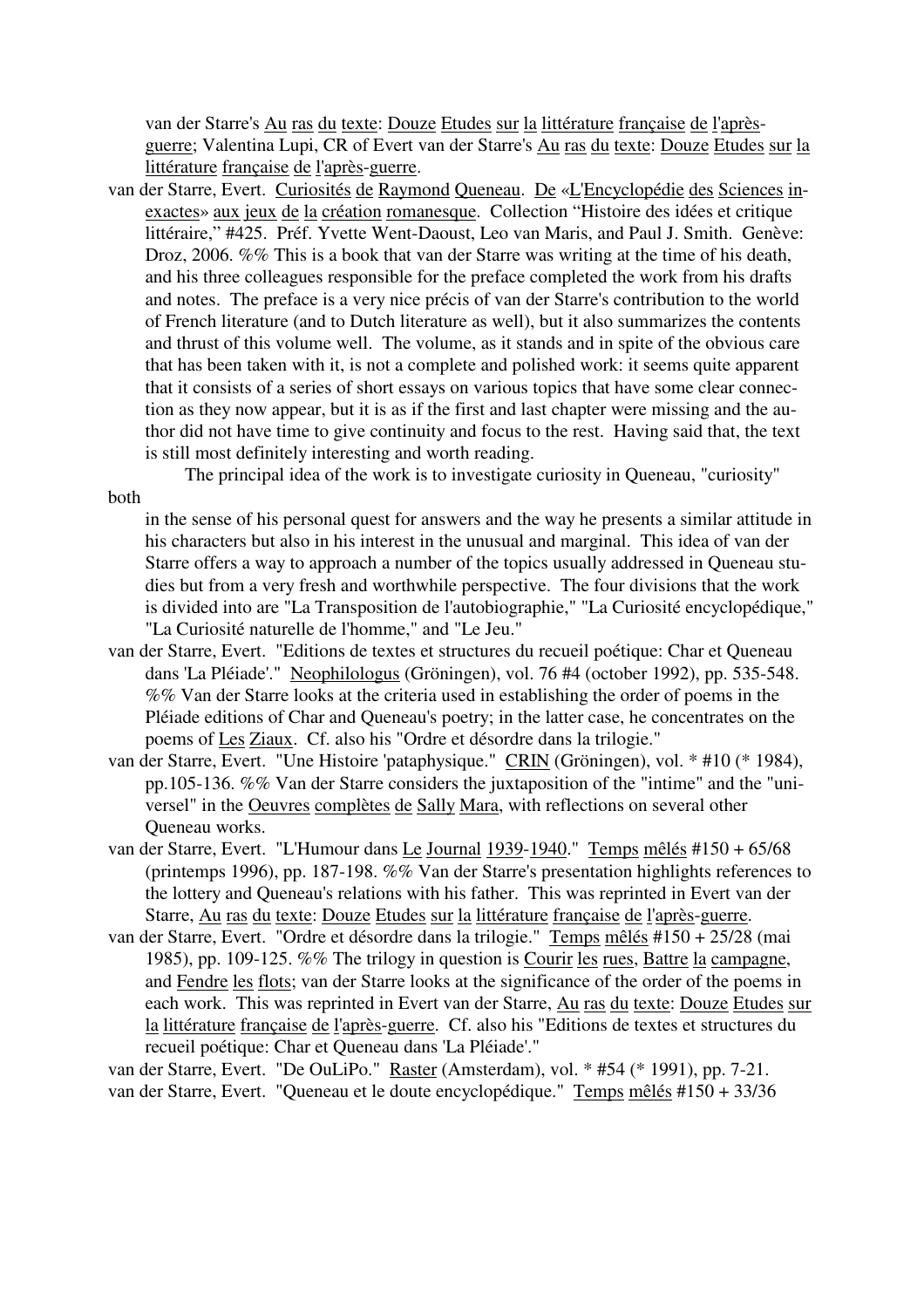van der Starre's Au ras du texte: Douze Etudes sur la littérature française de l'après-guerre; Valentina Lupi, CR of Evert van der Starre's Au ras du texte: Douze Etudes sur la littérature française de l'après-guerre.

van der Starre, Evert. Curiosités de Raymond Queneau. De «L'Encyclopédie des Sciences inexactes» aux jeux de la création romanesque. Collection "Histoire des idées et critique littéraire," #425. Préf. Yvette Went-Daoust, Leo van Maris, and Paul J. Smith. Genève: Droz, 2006. %% This is a book that van der Starre was writing at the time of his death, and his three colleagues responsible for the preface completed the work from his drafts and notes. The preface is a very nice précis of van der Starre's contribution to the world of French literature (and to Dutch literature as well), but it also summarizes the contents and thrust of this volume well. The volume, as it stands and in spite of the obvious care that has been taken with it, is not a complete and polished work: it seems quite apparent that it consists of a series of short essays on various topics that have some clear connection as they now appear, but it is as if the first and last chapter were missing and the author did not have time to give continuity and focus to the rest. Having said that, the text is still most definitely interesting and worth reading.

The principal idea of the work is to investigate curiosity in Queneau, "curiosity" both in the sense of his personal quest for answers and the way he presents a similar attitude in his characters but also in his interest in the unusual and marginal. This idea of van der Starre offers a way to approach a number of the topics usually addressed in Queneau studies but from a very fresh and worthwhile perspective. The four divisions that the work is divided into are "La Transposition de l'autobiographie," "La Curiosité encyclopédique," "La Curiosité naturelle de l'homme," and "Le Jeu."

van der Starre, Evert. "Editions de textes et structures du recueil poétique: Char et Queneau dans 'La Pléiade'." Neophilologus (Gröningen), vol. 76 #4 (october 1992), pp. 535-548. %% Van der Starre looks at the criteria used in establishing the order of poems in the Pléiade editions of Char and Queneau's poetry; in the latter case, he concentrates on the poems of Les Ziaux. Cf. also his "Ordre et désordre dans la trilogie."

van der Starre, Evert. "Une Histoire 'pataphysique." CRIN (Gröningen), vol. * #10 (* 1984), pp.105-136. %% Van der Starre considers the juxtaposition of the "intime" and the "universel" in the Oeuvres complètes de Sally Mara, with reflections on several other Queneau works.

van der Starre, Evert. "L'Humour dans Le Journal 1939-1940." Temps mêlés #150 + 65/68 (printemps 1996), pp. 187-198. %% Van der Starre's presentation highlights references to the lottery and Queneau's relations with his father. This was reprinted in Evert van der Starre, Au ras du texte: Douze Etudes sur la littérature française de l'après-guerre.

van der Starre, Evert. "Ordre et désordre dans la trilogie." Temps mêlés #150 + 25/28 (mai 1985), pp. 109-125. %% The trilogy in question is Courir les rues, Battre la campagne, and Fendre les flots; van der Starre looks at the significance of the order of the poems in each work. This was reprinted in Evert van der Starre, Au ras du texte: Douze Etudes sur la littérature française de l'après-guerre. Cf. also his "Editions de textes et structures du recueil poétique: Char et Queneau dans 'La Pléiade'."

van der Starre, Evert. "De OuLiPo." Raster (Amsterdam), vol. * #54 (* 1991), pp. 7-21.

van der Starre, Evert. "Queneau et le doute encyclopédique." Temps mêlés #150 + 33/36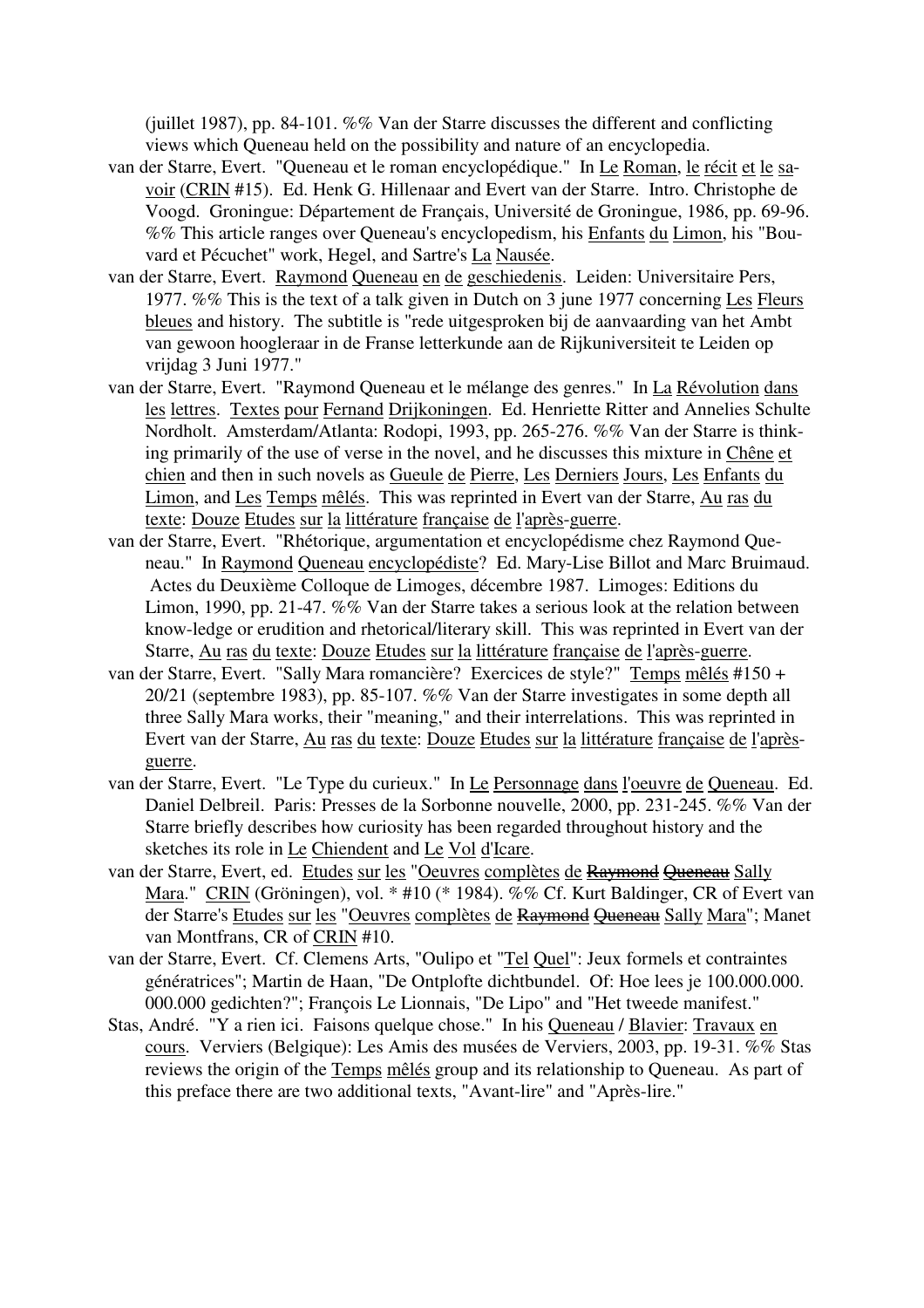(juillet 1987), pp. 84-101. %% Van der Starre discusses the different and conflicting views which Queneau held on the possibility and nature of an encyclopedia.

van der Starre, Evert. "Queneau et le roman encyclopédique." In Le Roman, le récit et le savoir (CRIN #15). Ed. Henk G. Hillenaar and Evert van der Starre. Intro. Christophe de Voogd. Groningue: Département de Français, Université de Groningue, 1986, pp. 69-96. %% This article ranges over Queneau's encyclopedism, his Enfants du Limon, his "Bouvard et Pécuchet" work, Hegel, and Sartre's La Nausée.

van der Starre, Evert. Raymond Queneau en de geschiedenis. Leiden: Universitaire Pers, 1977. %% This is the text of a talk given in Dutch on 3 june 1977 concerning Les Fleurs bleues and history. The subtitle is "rede uitgesproken bij de aanvaarding van het Ambt van gewoon hoogleraar in de Franse letterkunde aan de Rijkuniversiteit te Leiden op vrijdag 3 Juni 1977."

van der Starre, Evert. "Raymond Queneau et le mélange des genres." In La Révolution dans les lettres. Textes pour Fernand Drijkoningen. Ed. Henriette Ritter and Annelies Schulte Nordholt. Amsterdam/Atlanta: Rodopi, 1993, pp. 265-276. %% Van der Starre is thinking primarily of the use of verse in the novel, and he discusses this mixture in Chêne et chien and then in such novels as Gueule de Pierre, Les Derniers Jours, Les Enfants du Limon, and Les Temps mêlés. This was reprinted in Evert van der Starre, Au ras du texte: Douze Etudes sur la littérature française de l'après-guerre.

van der Starre, Evert. "Rhétorique, argumentation et encyclopédisme chez Raymond Queneau." In Raymond Queneau encyclopédiste? Ed. Mary-Lise Billot and Marc Bruimaud. Actes du Deuxième Colloque de Limoges, décembre 1987. Limoges: Editions du Limon, 1990, pp. 21-47. %% Van der Starre takes a serious look at the relation between know-ledge or erudition and rhetorical/literary skill. This was reprinted in Evert van der Starre, Au ras du texte: Douze Etudes sur la littérature française de l'après-guerre.

van der Starre, Evert. "Sally Mara romancière? Exercices de style?" Temps mêlés #150 + 20/21 (septembre 1983), pp. 85-107. %% Van der Starre investigates in some depth all three Sally Mara works, their "meaning," and their interrelations. This was reprinted in Evert van der Starre, Au ras du texte: Douze Etudes sur la littérature française de l'après-guerre.

van der Starre, Evert. "Le Type du curieux." In Le Personnage dans l'oeuvre de Queneau. Ed. Daniel Delbreil. Paris: Presses de la Sorbonne nouvelle, 2000, pp. 231-245. %% Van der Starre briefly describes how curiosity has been regarded throughout history and the sketches its role in Le Chiendent and Le Vol d'Icare.

van der Starre, Evert, ed. Etudes sur les "Oeuvres complètes de ~~Raymond Queneau~~ Sally Mara." CRIN (Gröningen), vol. * #10 (* 1984). %% Cf. Kurt Baldinger, CR of Evert van der Starre's Etudes sur les "Oeuvres complètes de ~~Raymond Queneau~~ Sally Mara"; Manet van Montfrans, CR of CRIN #10.

van der Starre, Evert. Cf. Clemens Arts, "Oulipo et "Tel Quel": Jeux formels et contraintes génératrices"; Martin de Haan, "De Ontplofte dichtbundel. Of: Hoe lees je 100.000.000. 000.000 gedichten?"; François Le Lionnais, "De Lipo" and "Het tweede manifest."

Stas, André. "Y a rien ici. Faisons quelque chose." In his Queneau / Blavier: Travaux en cours. Verviers (Belgique): Les Amis des musées de Verviers, 2003, pp. 19-31. %% Stas reviews the origin of the Temps mêlés group and its relationship to Queneau. As part of this preface there are two additional texts, "Avant-lire" and "Après-lire."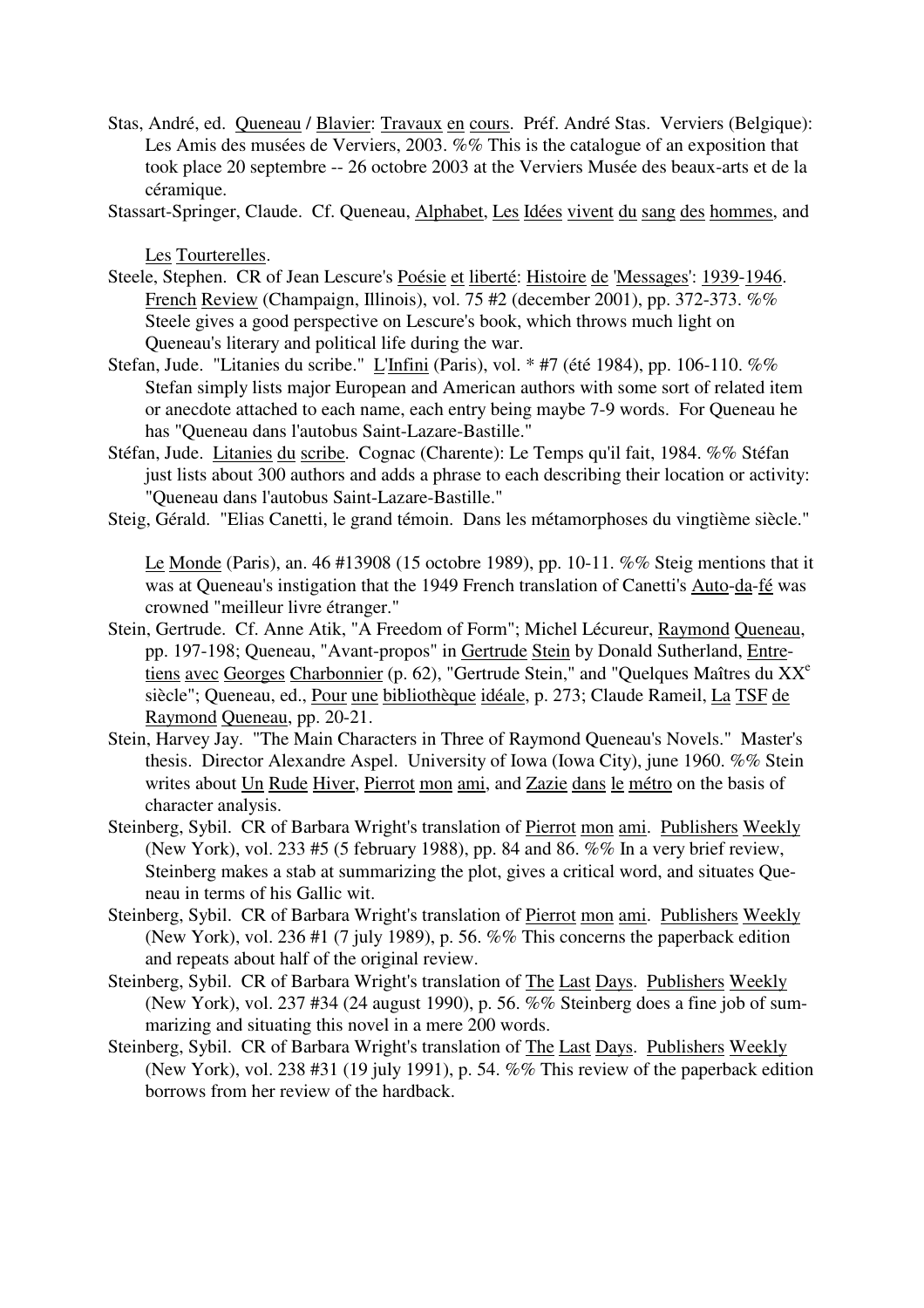Stas, André, ed. Queneau / Blavier: Travaux en cours. Préf. André Stas. Verviers (Belgique): Les Amis des musées de Verviers, 2003. %% This is the catalogue of an exposition that took place 20 septembre -- 26 octobre 2003 at the Verviers Musée des beaux-arts et de la céramique.

Stassart-Springer, Claude. Cf. Queneau, Alphabet, Les Idées vivent du sang des hommes, and Les Tourterelles.

Steele, Stephen. CR of Jean Lescure's Poésie et liberté: Histoire de 'Messages': 1939-1946. French Review (Champaign, Illinois), vol. 75 #2 (december 2001), pp. 372-373. %% Steele gives a good perspective on Lescure's book, which throws much light on Queneau's literary and political life during the war.

Stefan, Jude. "Litanies du scribe." L'Infini (Paris), vol. * #7 (été 1984), pp. 106-110. %% Stefan simply lists major European and American authors with some sort of related item or anecdote attached to each name, each entry being maybe 7-9 words. For Queneau he has "Queneau dans l'autobus Saint-Lazare-Bastille."

Stéfan, Jude. Litanies du scribe. Cognac (Charente): Le Temps qu'il fait, 1984. %% Stéfan just lists about 300 authors and adds a phrase to each describing their location or activity: "Queneau dans l'autobus Saint-Lazare-Bastille."

Steig, Gérald. "Elias Canetti, le grand témoin. Dans les métamorphoses du vingtième siècle." Le Monde (Paris), an. 46 #13908 (15 octobre 1989), pp. 10-11. %% Steig mentions that it was at Queneau's instigation that the 1949 French translation of Canetti's Auto-da-fé was crowned "meilleur livre étranger."

Stein, Gertrude. Cf. Anne Atik, "A Freedom of Form"; Michel Lécureur, Raymond Queneau, pp. 197-198; Queneau, "Avant-propos" in Gertrude Stein by Donald Sutherland, Entretiens avec Georges Charbonnier (p. 62), "Gertrude Stein," and "Quelques Maîtres du XX[e] siècle"; Queneau, ed., Pour une bibliothèque idéale, p. 273; Claude Rameil, La TSF de Raymond Queneau, pp. 20-21.

Stein, Harvey Jay. "The Main Characters in Three of Raymond Queneau's Novels." Master's thesis. Director Alexandre Aspel. University of Iowa (Iowa City), june 1960. %% Stein writes about Un Rude Hiver, Pierrot mon ami, and Zazie dans le métro on the basis of character analysis.

Steinberg, Sybil. CR of Barbara Wright's translation of Pierrot mon ami. Publishers Weekly (New York), vol. 233 #5 (5 february 1988), pp. 84 and 86. %% In a very brief review, Steinberg makes a stab at summarizing the plot, gives a critical word, and situates Queneau in terms of his Gallic wit.

Steinberg, Sybil. CR of Barbara Wright's translation of Pierrot mon ami. Publishers Weekly (New York), vol. 236 #1 (7 july 1989), p. 56. %% This concerns the paperback edition and repeats about half of the original review.

Steinberg, Sybil. CR of Barbara Wright's translation of The Last Days. Publishers Weekly (New York), vol. 237 #34 (24 august 1990), p. 56. %% Steinberg does a fine job of summarizing and situating this novel in a mere 200 words.

Steinberg, Sybil. CR of Barbara Wright's translation of The Last Days. Publishers Weekly (New York), vol. 238 #31 (19 july 1991), p. 54. %% This review of the paperback edition borrows from her review of the hardback.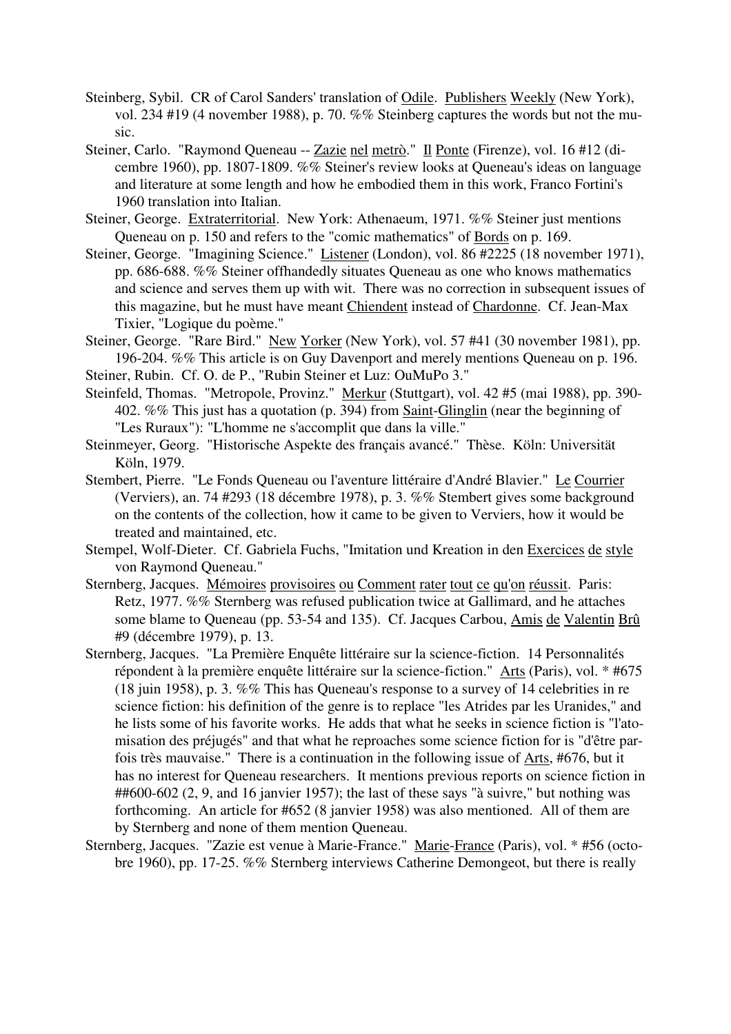Steinberg, Sybil. CR of Carol Sanders' translation of Odile. Publishers Weekly (New York), vol. 234 #19 (4 november 1988), p. 70. %% Steinberg captures the words but not the music.

Steiner, Carlo. "Raymond Queneau -- Zazie nel metrò." Il Ponte (Firenze), vol. 16 #12 (dicembre 1960), pp. 1807-1809. %% Steiner's review looks at Queneau's ideas on language and literature at some length and how he embodied them in this work, Franco Fortini's 1960 translation into Italian.

Steiner, George. Extraterritorial. New York: Athenaeum, 1971. %% Steiner just mentions Queneau on p. 150 and refers to the "comic mathematics" of Bords on p. 169.

Steiner, George. "Imagining Science." Listener (London), vol. 86 #2225 (18 november 1971), pp. 686-688. %% Steiner offhandedly situates Queneau as one who knows mathematics and science and serves them up with wit. There was no correction in subsequent issues of this magazine, but he must have meant Chiendent instead of Chardonne. Cf. Jean-Max Tixier, "Logique du poème."

Steiner, George. "Rare Bird." New Yorker (New York), vol. 57 #41 (30 november 1981), pp. 196-204. %% This article is on Guy Davenport and merely mentions Queneau on p. 196.

Steiner, Rubin. Cf. O. de P., "Rubin Steiner et Luz: OuMuPo 3."

Steinfeld, Thomas. "Metropole, Provinz." Merkur (Stuttgart), vol. 42 #5 (mai 1988), pp. 390-402. %% This just has a quotation (p. 394) from Saint-Glinglin (near the beginning of "Les Ruraux"): "L'homme ne s'accomplit que dans la ville."

Steinmeyer, Georg. "Historische Aspekte des français avancé." Thèse. Köln: Universität Köln, 1979.

Stembert, Pierre. "Le Fonds Queneau ou l'aventure littéraire d'André Blavier." Le Courrier (Verviers), an. 74 #293 (18 décembre 1978), p. 3. %% Stembert gives some background on the contents of the collection, how it came to be given to Verviers, how it would be treated and maintained, etc.

Stempel, Wolf-Dieter. Cf. Gabriela Fuchs, "Imitation und Kreation in den Exercices de style von Raymond Queneau."

Sternberg, Jacques. Mémoires provisoires ou Comment rater tout ce qu'on réussit. Paris: Retz, 1977. %% Sternberg was refused publication twice at Gallimard, and he attaches some blame to Queneau (pp. 53-54 and 135). Cf. Jacques Carbou, Amis de Valentin Brû #9 (décembre 1979), p. 13.

Sternberg, Jacques. "La Première Enquête littéraire sur la science-fiction. 14 Personnalités répondent à la première enquête littéraire sur la science-fiction." Arts (Paris), vol. * #675 (18 juin 1958), p. 3. %% This has Queneau's response to a survey of 14 celebrities in re science fiction: his definition of the genre is to replace "les Atrides par les Uranides," and he lists some of his favorite works. He adds that what he seeks in science fiction is "l'atomisation des préjugés" and that what he reproaches some science fiction for is "d'être parfois très mauvaise." There is a continuation in the following issue of Arts, #676, but it has no interest for Queneau researchers. It mentions previous reports on science fiction in ##600-602 (2, 9, and 16 janvier 1957); the last of these says "à suivre," but nothing was forthcoming. An article for #652 (8 janvier 1958) was also mentioned. All of them are by Sternberg and none of them mention Queneau.

Sternberg, Jacques. "Zazie est venue à Marie-France." Marie-France (Paris), vol. * #56 (octobre 1960), pp. 17-25. %% Sternberg interviews Catherine Demongeot, but there is really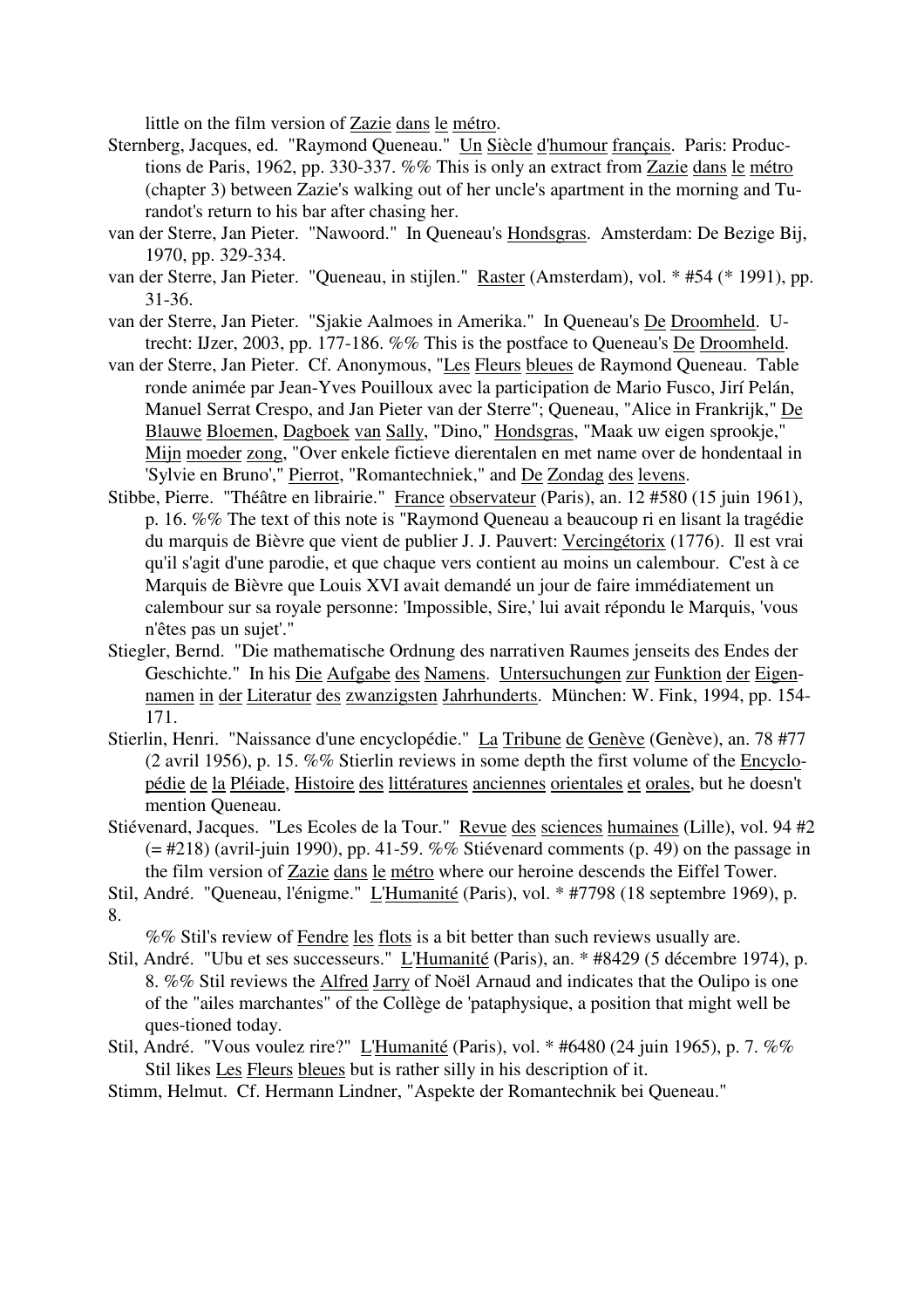little on the film version of Zazie dans le métro.

Sternberg, Jacques, ed. "Raymond Queneau." Un Siècle d'humour français. Paris: Productions de Paris, 1962, pp. 330-337. %% This is only an extract from Zazie dans le métro (chapter 3) between Zazie's walking out of her uncle's apartment in the morning and Turandot's return to his bar after chasing her.

van der Sterre, Jan Pieter. "Nawoord." In Queneau's Hondsgras. Amsterdam: De Bezige Bij, 1970, pp. 329-334.

van der Sterre, Jan Pieter. "Queneau, in stijlen." Raster (Amsterdam), vol. * #54 (* 1991), pp. 31-36.

van der Sterre, Jan Pieter. "Sjakie Aalmoes in Amerika." In Queneau's De Droomheld. Utrecht: IJzer, 2003, pp. 177-186. %% This is the postface to Queneau's De Droomheld.

van der Sterre, Jan Pieter. Cf. Anonymous, "Les Fleurs bleues de Raymond Queneau. Table ronde animée par Jean-Yves Pouilloux avec la participation de Mario Fusco, Jirí Pelán, Manuel Serrat Crespo, and Jan Pieter van der Sterre"; Queneau, "Alice in Frankrijk," De Blauwe Bloemen, Dagboek van Sally, "Dino," Hondsgras, "Maak uw eigen sprookje," Mijn moeder zong, "Over enkele fictieve dierentalen en met name over de hondentaal in 'Sylvie en Bruno'," Pierrot, "Romantechniek," and De Zondag des levens.

Stibbe, Pierre. "Théâtre en librairie." France observateur (Paris), an. 12 #580 (15 juin 1961), p. 16. %% The text of this note is "Raymond Queneau a beaucoup ri en lisant la tragédie du marquis de Bièvre que vient de publier J. J. Pauvert: Vercingétorix (1776). Il est vrai qu'il s'agit d'une parodie, et que chaque vers contient au moins un calembour. C'est à ce Marquis de Bièvre que Louis XVI avait demandé un jour de faire immédiatement un calembour sur sa royale personne: 'Impossible, Sire,' lui avait répondu le Marquis, 'vous n'êtes pas un sujet'."

Stiegler, Bernd. "Die mathematische Ordnung des narrativen Raumes jenseits des Endes der Geschichte." In his Die Aufgabe des Namens. Untersuchungen zur Funktion der Eigennamen in der Literatur des zwanzigsten Jahrhunderts. München: W. Fink, 1994, pp. 154-171.

Stierlin, Henri. "Naissance d'une encyclopédie." La Tribune de Genève (Genève), an. 78 #77 (2 avril 1956), p. 15. %% Stierlin reviews in some depth the first volume of the Encyclopédie de la Pléiade, Histoire des littératures anciennes orientales et orales, but he doesn't mention Queneau.

Stiévenard, Jacques. "Les Ecoles de la Tour." Revue des sciences humaines (Lille), vol. 94 #2 (= #218) (avril-juin 1990), pp. 41-59. %% Stiévenard comments (p. 49) on the passage in the film version of Zazie dans le métro where our heroine descends the Eiffel Tower.

Stil, André. "Queneau, l'énigme." L'Humanité (Paris), vol. * #7798 (18 septembre 1969), p. 8.

%% Stil's review of Fendre les flots is a bit better than such reviews usually are.

Stil, André. "Ubu et ses successeurs." L'Humanité (Paris), an. * #8429 (5 décembre 1974), p. 8. %% Stil reviews the Alfred Jarry of Noël Arnaud and indicates that the Oulipo is one of the "ailes marchantes" of the Collège de 'pataphysique, a position that might well be ques-tioned today.

Stil, André. "Vous voulez rire?" L'Humanité (Paris), vol. * #6480 (24 juin 1965), p. 7. %% Stil likes Les Fleurs bleues but is rather silly in his description of it.

Stimm, Helmut. Cf. Hermann Lindner, "Aspekte der Romantechnik bei Queneau."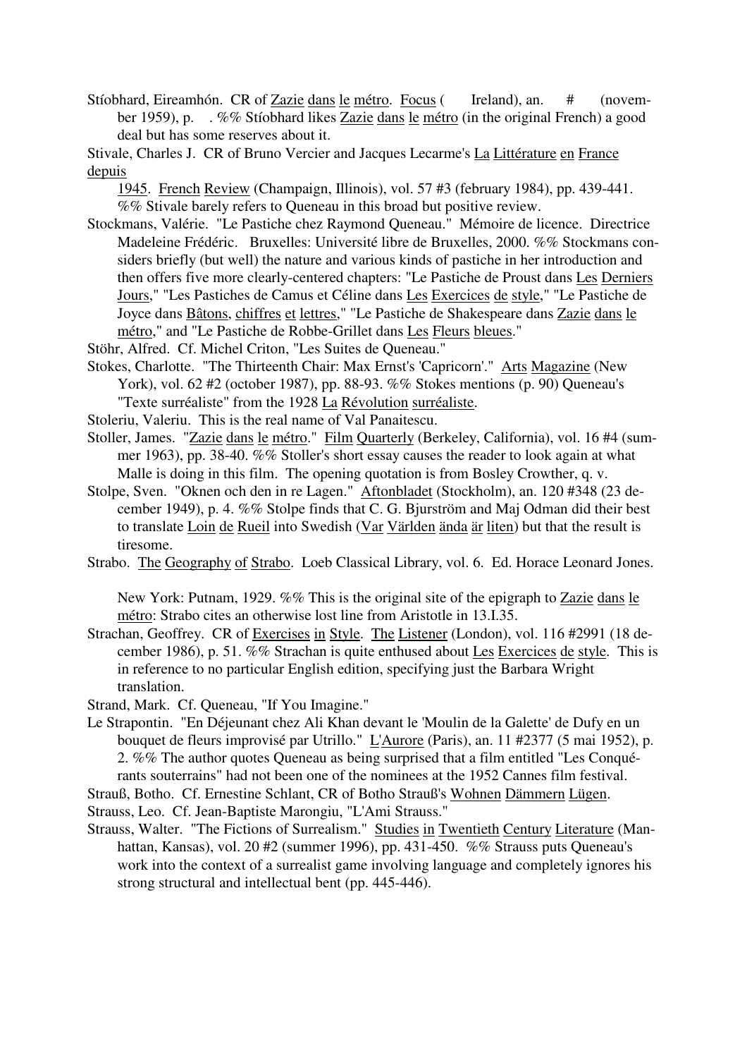Stíobhard, Eireamhón. CR of Zazie dans le métro. Focus ( Ireland), an. # (november 1959), p. . %% Stíobhard likes Zazie dans le métro (in the original French) a good deal but has some reserves about it.

Stivale, Charles J. CR of Bruno Vercier and Jacques Lecarme's La Littérature en France depuis 1945. French Review (Champaign, Illinois), vol. 57 #3 (february 1984), pp. 439-441. %% Stivale barely refers to Queneau in this broad but positive review.

Stockmans, Valérie. "Le Pastiche chez Raymond Queneau." Mémoire de licence. Directrice Madeleine Frédéric. Bruxelles: Université libre de Bruxelles, 2000. %% Stockmans considers briefly (but well) the nature and various kinds of pastiche in her introduction and then offers five more clearly-centered chapters: "Le Pastiche de Proust dans Les Derniers Jours," "Les Pastiches de Camus et Céline dans Les Exercices de style," "Le Pastiche de Joyce dans Bâtons, chiffres et lettres," "Le Pastiche de Shakespeare dans Zazie dans le métro," and "Le Pastiche de Robbe-Grillet dans Les Fleurs bleues."

Stöhr, Alfred. Cf. Michel Criton, "Les Suites de Queneau."

Stokes, Charlotte. "The Thirteenth Chair: Max Ernst's 'Capricorn'." Arts Magazine (New York), vol. 62 #2 (october 1987), pp. 88-93. %% Stokes mentions (p. 90) Queneau's "Texte surréaliste" from the 1928 La Révolution surréaliste.

Stoleriu, Valeriu. This is the real name of Val Panaitescu.

Stoller, James. "Zazie dans le métro." Film Quarterly (Berkeley, California), vol. 16 #4 (summer 1963), pp. 38-40. %% Stoller's short essay causes the reader to look again at what Malle is doing in this film. The opening quotation is from Bosley Crowther, q. v.

Stolpe, Sven. "Oknen och den in re Lagen." Aftonbladet (Stockholm), an. 120 #348 (23 december 1949), p. 4. %% Stolpe finds that C. G. Bjurström and Maj Odman did their best to translate Loin de Rueil into Swedish (Var Världen ända är liten) but that the result is tiresome.

Strabo. The Geography of Strabo. Loeb Classical Library, vol. 6. Ed. Horace Leonard Jones. New York: Putnam, 1929. %% This is the original site of the epigraph to Zazie dans le métro: Strabo cites an otherwise lost line from Aristotle in 13.I.35.

Strachan, Geoffrey. CR of Exercises in Style. The Listener (London), vol. 116 #2991 (18 december 1986), p. 51. %% Strachan is quite enthused about Les Exercices de style. This is in reference to no particular English edition, specifying just the Barbara Wright translation.

Strand, Mark. Cf. Queneau, "If You Imagine."

Le Strapontin. "En Déjeunant chez Ali Khan devant le 'Moulin de la Galette' de Dufy en un bouquet de fleurs improvisé par Utrillo." L'Aurore (Paris), an. 11 #2377 (5 mai 1952), p. 2. %% The author quotes Queneau as being surprised that a film entitled "Les Conquérants souterrains" had not been one of the nominees at the 1952 Cannes film festival.

Strauß, Botho. Cf. Ernestine Schlant, CR of Botho Strauß's Wohnen Dämmern Lügen.

Strauss, Leo. Cf. Jean-Baptiste Marongiu, "L'Ami Strauss."

Strauss, Walter. "The Fictions of Surrealism." Studies in Twentieth Century Literature (Manhattan, Kansas), vol. 20 #2 (summer 1996), pp. 431-450. %% Strauss puts Queneau's work into the context of a surrealist game involving language and completely ignores his strong structural and intellectual bent (pp. 445-446).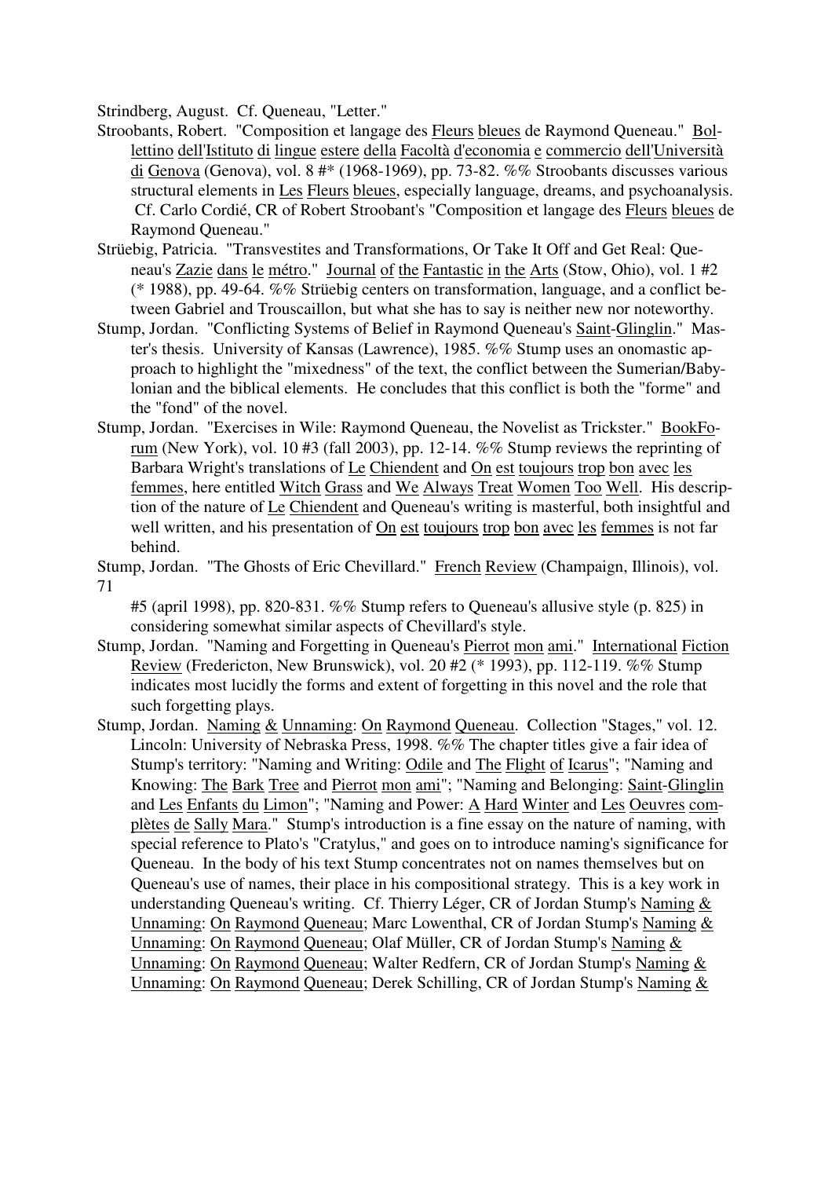Strindberg, August. Cf. Queneau, "Letter."

Stroobants, Robert. "Composition et langage des Fleurs bleues de Raymond Queneau." Bollettino dell'Istituto di lingue estere della Facoltà d'economia e commercio dell'Università di Genova (Genova), vol. 8 #* (1968-1969), pp. 73-82. %% Stroobants discusses various structural elements in Les Fleurs bleues, especially language, dreams, and psychoanalysis. Cf. Carlo Cordié, CR of Robert Stroobant's "Composition et langage des Fleurs bleues de Raymond Queneau."

Strüebig, Patricia. "Transvestites and Transformations, Or Take It Off and Get Real: Queneau's Zazie dans le métro." Journal of the Fantastic in the Arts (Stow, Ohio), vol. 1 #2 (* 1988), pp. 49-64. %% Strüebig centers on transformation, language, and a conflict between Gabriel and Trouscaillon, but what she has to say is neither new nor noteworthy.

Stump, Jordan. "Conflicting Systems of Belief in Raymond Queneau's Saint-Glinglin." Master's thesis. University of Kansas (Lawrence), 1985. %% Stump uses an onomastic approach to highlight the "mixedness" of the text, the conflict between the Sumerian/Babylonian and the biblical elements. He concludes that this conflict is both the "forme" and the "fond" of the novel.

Stump, Jordan. "Exercises in Wile: Raymond Queneau, the Novelist as Trickster." BookForum (New York), vol. 10 #3 (fall 2003), pp. 12-14. %% Stump reviews the reprinting of Barbara Wright's translations of Le Chiendent and On est toujours trop bon avec les femmes, here entitled Witch Grass and We Always Treat Women Too Well. His description of the nature of Le Chiendent and Queneau's writing is masterful, both insightful and well written, and his presentation of On est toujours trop bon avec les femmes is not far behind.

Stump, Jordan. "The Ghosts of Eric Chevillard." French Review (Champaign, Illinois), vol. 71 #5 (april 1998), pp. 820-831. %% Stump refers to Queneau's allusive style (p. 825) in considering somewhat similar aspects of Chevillard's style.

Stump, Jordan. "Naming and Forgetting in Queneau's Pierrot mon ami." International Fiction Review (Fredericton, New Brunswick), vol. 20 #2 (* 1993), pp. 112-119. %% Stump indicates most lucidly the forms and extent of forgetting in this novel and the role that such forgetting plays.

Stump, Jordan. Naming & Unnaming: On Raymond Queneau. Collection "Stages," vol. 12. Lincoln: University of Nebraska Press, 1998. %% The chapter titles give a fair idea of Stump's territory: "Naming and Writing: Odile and The Flight of Icarus"; "Naming and Knowing: The Bark Tree and Pierrot mon ami"; "Naming and Belonging: Saint-Glinglin and Les Enfants du Limon"; "Naming and Power: A Hard Winter and Les Oeuvres complètes de Sally Mara." Stump's introduction is a fine essay on the nature of naming, with special reference to Plato's "Cratylus," and goes on to introduce naming's significance for Queneau. In the body of his text Stump concentrates not on names themselves but on Queneau's use of names, their place in his compositional strategy. This is a key work in understanding Queneau's writing. Cf. Thierry Léger, CR of Jordan Stump's Naming & Unnaming: On Raymond Queneau; Marc Lowenthal, CR of Jordan Stump's Naming & Unnaming: On Raymond Queneau; Olaf Müller, CR of Jordan Stump's Naming & Unnaming: On Raymond Queneau; Walter Redfern, CR of Jordan Stump's Naming & Unnaming: On Raymond Queneau; Derek Schilling, CR of Jordan Stump's Naming &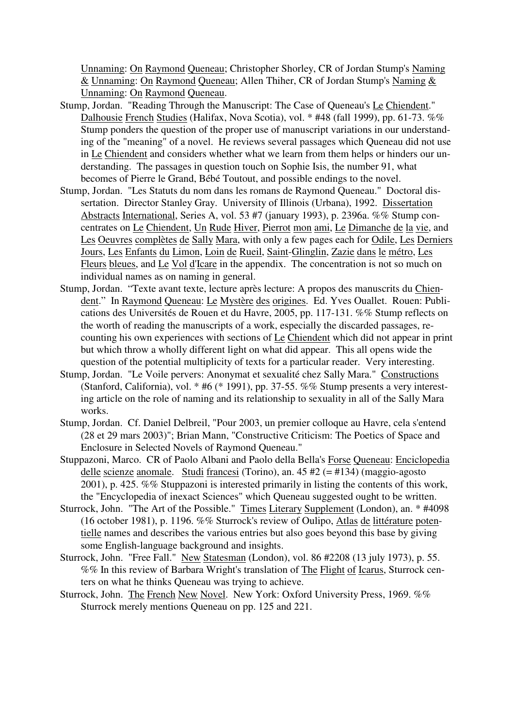Unnaming: On Raymond Queneau; Christopher Shorley, CR of Jordan Stump's Naming & Unnaming: On Raymond Queneau; Allen Thiher, CR of Jordan Stump's Naming & Unnaming: On Raymond Queneau.

Stump, Jordan. "Reading Through the Manuscript: The Case of Queneau's Le Chiendent." Dalhousie French Studies (Halifax, Nova Scotia), vol. * #48 (fall 1999), pp. 61-73. %% Stump ponders the question of the proper use of manuscript variations in our understanding of the "meaning" of a novel. He reviews several passages which Queneau did not use in Le Chiendent and considers whether what we learn from them helps or hinders our understanding. The passages in question touch on Sophie Isis, the number 91, what becomes of Pierre le Grand, Bébé Toutout, and possible endings to the novel.

Stump, Jordan. "Les Statuts du nom dans les romans de Raymond Queneau." Doctoral dissertation. Director Stanley Gray. University of Illinois (Urbana), 1992. Dissertation Abstracts International, Series A, vol. 53 #7 (january 1993), p. 2396a. %% Stump concentrates on Le Chiendent, Un Rude Hiver, Pierrot mon ami, Le Dimanche de la vie, and Les Oeuvres complètes de Sally Mara, with only a few pages each for Odile, Les Derniers Jours, Les Enfants du Limon, Loin de Rueil, Saint-Glinglin, Zazie dans le métro, Les Fleurs bleues, and Le Vol d'Icare in the appendix. The concentration is not so much on individual names as on naming in general.

Stump, Jordan. "Texte avant texte, lecture après lecture: A propos des manuscrits du Chiendent." In Raymond Queneau: Le Mystère des origines. Ed. Yves Ouallet. Rouen: Publications des Universités de Rouen et du Havre, 2005, pp. 117-131. %% Stump reflects on the worth of reading the manuscripts of a work, especially the discarded passages, recounting his own experiences with sections of Le Chiendent which did not appear in print but which throw a wholly different light on what did appear. This all opens wide the question of the potential multiplicity of texts for a particular reader. Very interesting.

Stump, Jordan. "Le Voile pervers: Anonymat et sexualité chez Sally Mara." Constructions (Stanford, California), vol. * #6 (* 1991), pp. 37-55. %% Stump presents a very interesting article on the role of naming and its relationship to sexuality in all of the Sally Mara works.

Stump, Jordan. Cf. Daniel Delbreil, "Pour 2003, un premier colloque au Havre, cela s'entend (28 et 29 mars 2003)"; Brian Mann, "Constructive Criticism: The Poetics of Space and Enclosure in Selected Novels of Raymond Queneau."

Stuppazoni, Marco. CR of Paolo Albani and Paolo della Bella's Forse Queneau: Enciclopedia delle scienze anomale. Studi francesi (Torino), an. 45 #2 (= #134) (maggio-agosto 2001), p. 425. %% Stuppazoni is interested primarily in listing the contents of this work, the "Encyclopedia of inexact Sciences" which Queneau suggested ought to be written.

Sturrock, John. "The Art of the Possible." Times Literary Supplement (London), an. * #4098 (16 october 1981), p. 1196. %% Sturrock's review of Oulipo, Atlas de littérature potentielle names and describes the various entries but also goes beyond this base by giving some English-language background and insights.

Sturrock, John. "Free Fall." New Statesman (London), vol. 86 #2208 (13 july 1973), p. 55. %% In this review of Barbara Wright's translation of The Flight of Icarus, Sturrock centers on what he thinks Queneau was trying to achieve.

Sturrock, John. The French New Novel. New York: Oxford University Press, 1969. %% Sturrock merely mentions Queneau on pp. 125 and 221.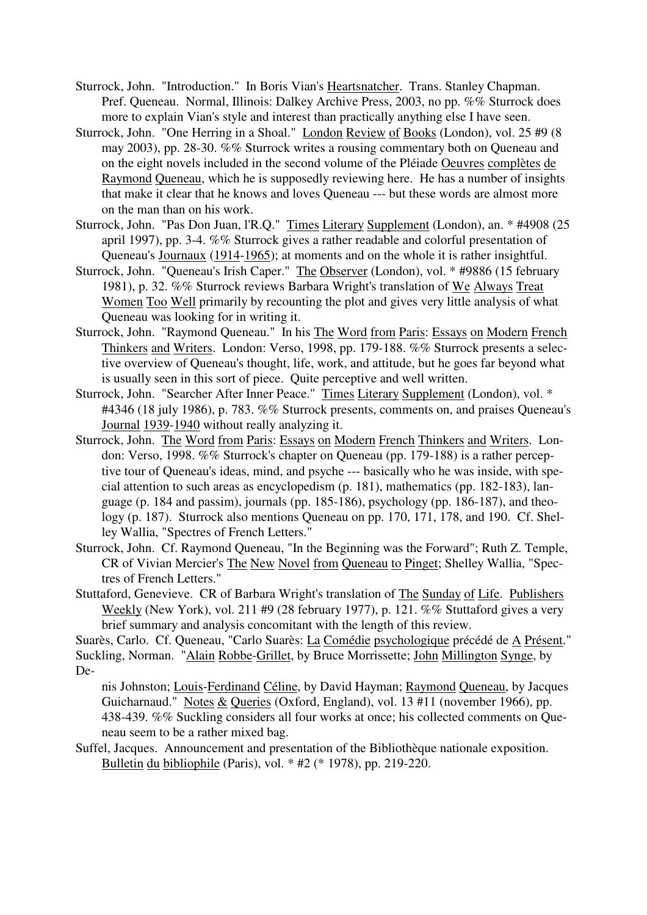Sturrock, John. "Introduction." In Boris Vian's Heartsnatcher. Trans. Stanley Chapman. Pref. Queneau. Normal, Illinois: Dalkey Archive Press, 2003, no pp. %% Sturrock does more to explain Vian's style and interest than practically anything else I have seen.

Sturrock, John. "One Herring in a Shoal." London Review of Books (London), vol. 25 #9 (8 may 2003), pp. 28-30. %% Sturrock writes a rousing commentary both on Queneau and on the eight novels included in the second volume of the Pléiade Oeuvres complètes de Raymond Queneau, which he is supposedly reviewing here. He has a number of insights that make it clear that he knows and loves Queneau --- but these words are almost more on the man than on his work.

Sturrock, John. "Pas Don Juan, l'R.Q." Times Literary Supplement (London), an. * #4908 (25 april 1997), pp. 3-4. %% Sturrock gives a rather readable and colorful presentation of Queneau's Journaux (1914-1965); at moments and on the whole it is rather insightful.

Sturrock, John. "Queneau's Irish Caper." The Observer (London), vol. * #9886 (15 february 1981), p. 32. %% Sturrock reviews Barbara Wright's translation of We Always Treat Women Too Well primarily by recounting the plot and gives very little analysis of what Queneau was looking for in writing it.

Sturrock, John. "Raymond Queneau." In his The Word from Paris: Essays on Modern French Thinkers and Writers. London: Verso, 1998, pp. 179-188. %% Sturrock presents a selective overview of Queneau's thought, life, work, and attitude, but he goes far beyond what is usually seen in this sort of piece. Quite perceptive and well written.

Sturrock, John. "Searcher After Inner Peace." Times Literary Supplement (London), vol. * #4346 (18 july 1986), p. 783. %% Sturrock presents, comments on, and praises Queneau's Journal 1939-1940 without really analyzing it.

Sturrock, John. The Word from Paris: Essays on Modern French Thinkers and Writers. London: Verso, 1998. %% Sturrock's chapter on Queneau (pp. 179-188) is a rather perceptive tour of Queneau's ideas, mind, and psyche --- basically who he was inside, with special attention to such areas as encyclopedism (p. 181), mathematics (pp. 182-183), language (p. 184 and passim), journals (pp. 185-186), psychology (pp. 186-187), and theology (p. 187). Sturrock also mentions Queneau on pp. 170, 171, 178, and 190. Cf. Shelley Wallia, "Spectres of French Letters."

Sturrock, John. Cf. Raymond Queneau, "In the Beginning was the Forward"; Ruth Z. Temple, CR of Vivian Mercier's The New Novel from Queneau to Pinget; Shelley Wallia, "Spectres of French Letters."

Stuttaford, Genevieve. CR of Barbara Wright's translation of The Sunday of Life. Publishers Weekly (New York), vol. 211 #9 (28 february 1977), p. 121. %% Stuttaford gives a very brief summary and analysis concomitant with the length of this review.

Suarès, Carlo. Cf. Queneau, "Carlo Suarès: La Comédie psychologique précédé de A Présent."

Suckling, Norman. "Alain Robbe-Grillet, by Bruce Morrissette; John Millington Synge, by Denis Johnston; Louis-Ferdinand Céline, by David Hayman; Raymond Queneau, by Jacques Guicharnaud." Notes & Queries (Oxford, England), vol. 13 #11 (november 1966), pp. 438-439. %% Suckling considers all four works at once; his collected comments on Queneau seem to be a rather mixed bag.

Suffel, Jacques. Announcement and presentation of the Bibliothèque nationale exposition. Bulletin du bibliophile (Paris), vol. * #2 (* 1978), pp. 219-220.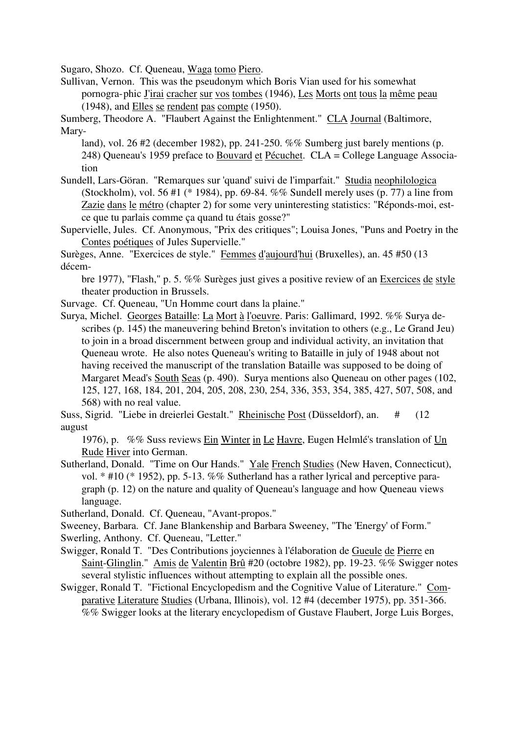Sugaro, Shozo. Cf. Queneau, Waga tomo Piero.

Sullivan, Vernon. This was the pseudonym which Boris Vian used for his somewhat pornogra-phic J'irai cracher sur vos tombes (1946), Les Morts ont tous la même peau (1948), and Elles se rendent pas compte (1950).

Sumberg, Theodore A. "Flaubert Against the Enlightenment." CLA Journal (Baltimore, Mary-land), vol. 26 #2 (december 1982), pp. 241-250. %% Sumberg just barely mentions (p. 248) Queneau's 1959 preface to Bouvard et Pécuchet. CLA = College Language Associa-tion

Sundell, Lars-Göran. "Remarques sur 'quand' suivi de l'imparfait." Studia neophilologica (Stockholm), vol. 56 #1 (* 1984), pp. 69-84. %% Sundell merely uses (p. 77) a line from Zazie dans le métro (chapter 2) for some very uninteresting statistics: "Réponds-moi, est-ce que tu parlais comme ça quand tu étais gosse?"

Supervielle, Jules. Cf. Anonymous, "Prix des critiques"; Louisa Jones, "Puns and Poetry in the Contes poétiques of Jules Supervielle."

Surèges, Anne. "Exercices de style." Femmes d'aujourd'hui (Bruxelles), an. 45 #50 (13 décem-bre 1977), "Flash," p. 5. %% Surèges just gives a positive review of an Exercices de style theater production in Brussels.

Survage. Cf. Queneau, "Un Homme court dans la plaine."

Surya, Michel. Georges Bataille: La Mort à l'oeuvre. Paris: Gallimard, 1992. %% Surya de-scribes (p. 145) the maneuvering behind Breton's invitation to others (e.g., Le Grand Jeu) to join in a broad discernment between group and individual activity, an invitation that Queneau wrote. He also notes Queneau's writing to Bataille in july of 1948 about not having received the manuscript of the translation Bataille was supposed to be doing of Margaret Mead's South Seas (p. 490). Surya mentions also Queneau on other pages (102, 125, 127, 168, 184, 201, 204, 205, 208, 230, 254, 336, 353, 354, 385, 427, 507, 508, and 568) with no real value.

Suss, Sigrid. "Liebe in dreierlei Gestalt." Rheinische Post (Düsseldorf), an. # (12 august 1976), p. %% Suss reviews Ein Winter in Le Havre, Eugen Helmlé's translation of Un Rude Hiver into German.

Sutherland, Donald. "Time on Our Hands." Yale French Studies (New Haven, Connecticut), vol. * #10 (* 1952), pp. 5-13. %% Sutherland has a rather lyrical and perceptive para-graph (p. 12) on the nature and quality of Queneau's language and how Queneau views language.

Sutherland, Donald. Cf. Queneau, "Avant-propos."

Sweeney, Barbara. Cf. Jane Blankenship and Barbara Sweeney, "The 'Energy' of Form."

Swerling, Anthony. Cf. Queneau, "Letter."

Swigger, Ronald T. "Des Contributions joyciennes à l'élaboration de Gueule de Pierre en Saint-Glinglin." Amis de Valentin Brû #20 (octobre 1982), pp. 19-23. %% Swigger notes several stylistic influences without attempting to explain all the possible ones.

Swigger, Ronald T. "Fictional Encyclopedism and the Cognitive Value of Literature." Com-parative Literature Studies (Urbana, Illinois), vol. 12 #4 (december 1975), pp. 351-366. %% Swigger looks at the literary encyclopedism of Gustave Flaubert, Jorge Luis Borges,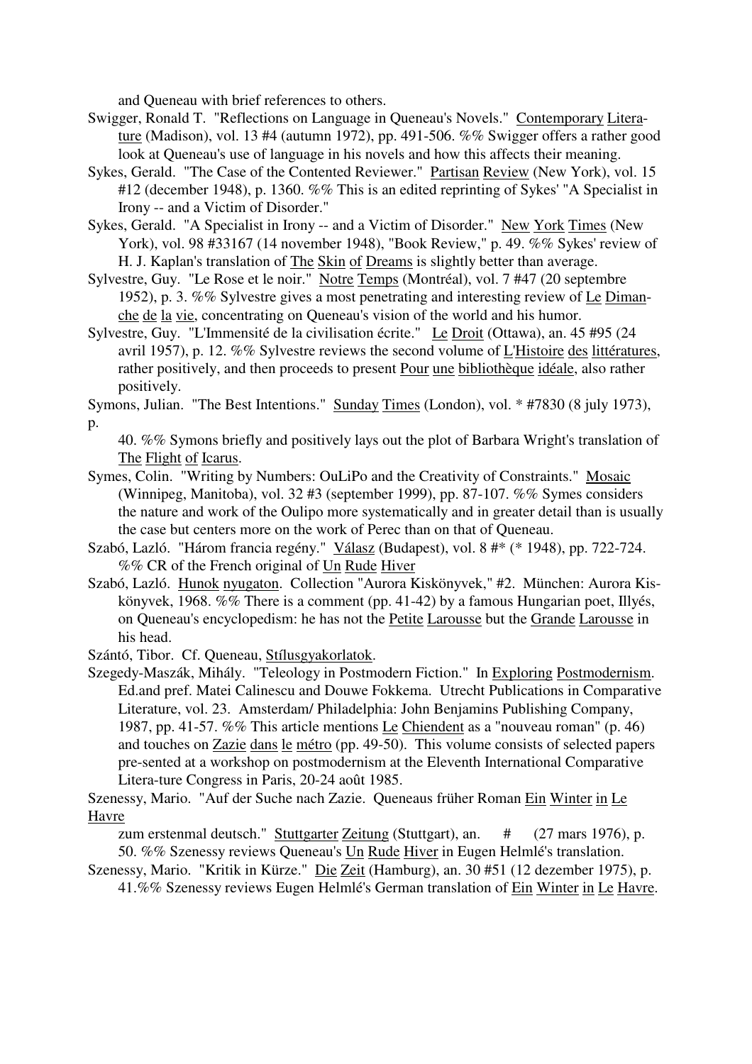and Queneau with brief references to others.

Swigger, Ronald T. "Reflections on Language in Queneau's Novels." Contemporary Literature (Madison), vol. 13 #4 (autumn 1972), pp. 491-506. %% Swigger offers a rather good look at Queneau's use of language in his novels and how this affects their meaning.

Sykes, Gerald. "The Case of the Contented Reviewer." Partisan Review (New York), vol. 15 #12 (december 1948), p. 1360. %% This is an edited reprinting of Sykes' "A Specialist in Irony -- and a Victim of Disorder."

Sykes, Gerald. "A Specialist in Irony -- and a Victim of Disorder." New York Times (New York), vol. 98 #33167 (14 november 1948), "Book Review," p. 49. %% Sykes' review of H. J. Kaplan's translation of The Skin of Dreams is slightly better than average.

Sylvestre, Guy. "Le Rose et le noir." Notre Temps (Montréal), vol. 7 #47 (20 septembre 1952), p. 3. %% Sylvestre gives a most penetrating and interesting review of Le Dimanche de la vie, concentrating on Queneau's vision of the world and his humor.

Sylvestre, Guy. "L'Immensité de la civilisation écrite." Le Droit (Ottawa), an. 45 #95 (24 avril 1957), p. 12. %% Sylvestre reviews the second volume of L'Histoire des littératures, rather positively, and then proceeds to present Pour une bibliothèque idéale, also rather positively.

Symons, Julian. "The Best Intentions." Sunday Times (London), vol. * #7830 (8 july 1973), p. 40. %% Symons briefly and positively lays out the plot of Barbara Wright's translation of The Flight of Icarus.

Symes, Colin. "Writing by Numbers: OuLiPo and the Creativity of Constraints." Mosaic (Winnipeg, Manitoba), vol. 32 #3 (september 1999), pp. 87-107. %% Symes considers the nature and work of the Oulipo more systematically and in greater detail than is usually the case but centers more on the work of Perec than on that of Queneau.

Szabó, Lazló. "Három francia regény." Válasz (Budapest), vol. 8 #* (* 1948), pp. 722-724. %% CR of the French original of Un Rude Hiver

Szabó, Lazló. Hunok nyugaton. Collection "Aurora Kiskönyvek," #2. München: Aurora Kiskönyvek, 1968. %% There is a comment (pp. 41-42) by a famous Hungarian poet, Illyés, on Queneau's encyclopedism: he has not the Petite Larousse but the Grande Larousse in his head.

Szántó, Tibor. Cf. Queneau, Stílusgyakorlatok.

Szegedy-Maszák, Mihály. "Teleology in Postmodern Fiction." In Exploring Postmodernism. Ed.and pref. Matei Calinescu and Douwe Fokkema. Utrecht Publications in Comparative Literature, vol. 23. Amsterdam/ Philadelphia: John Benjamins Publishing Company, 1987, pp. 41-57. %% This article mentions Le Chiendent as a "nouveau roman" (p. 46) and touches on Zazie dans le métro (pp. 49-50). This volume consists of selected papers pre-sented at a workshop on postmodernism at the Eleventh International Comparative Litera-ture Congress in Paris, 20-24 août 1985.

Szenessy, Mario. "Auf der Suche nach Zazie. Queneaus früher Roman Ein Winter in Le Havre zum erstenmal deutsch." Stuttgarter Zeitung (Stuttgart), an. # (27 mars 1976), p. 50. %% Szenessy reviews Queneau's Un Rude Hiver in Eugen Helmlé's translation.

Szenessy, Mario. "Kritik in Kürze." Die Zeit (Hamburg), an. 30 #51 (12 dezember 1975), p. 41.%% Szenessy reviews Eugen Helmlé's German translation of Ein Winter in Le Havre.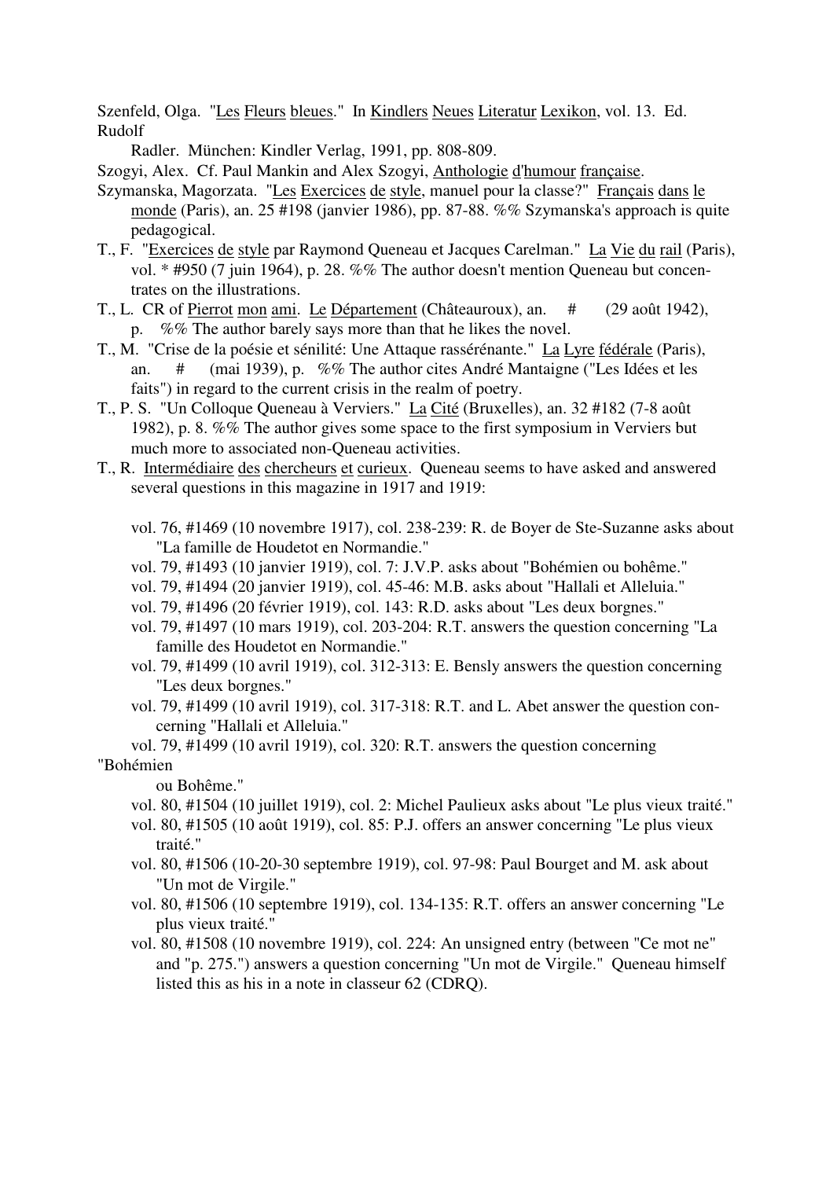Szenfeld, Olga. "Les Fleurs bleues." In Kindlers Neues Literatur Lexikon, vol. 13. Ed. Rudolf Radler. München: Kindler Verlag, 1991, pp. 808-809.

Szogyi, Alex. Cf. Paul Mankin and Alex Szogyi, Anthologie d'humour française.

Szymanska, Magorzata. "Les Exercices de style, manuel pour la classe?" Français dans le monde (Paris), an. 25 #198 (janvier 1986), pp. 87-88. %% Szymanska's approach is quite pedagogical.

T., F. "Exercices de style par Raymond Queneau et Jacques Carelman." La Vie du rail (Paris), vol. * #950 (7 juin 1964), p. 28. %% The author doesn't mention Queneau but concentrates on the illustrations.

T., L. CR of Pierrot mon ami. Le Département (Châteauroux), an. # (29 août 1942), p. %% The author barely says more than that he likes the novel.

T., M. "Crise de la poésie et sénilité: Une Attaque rassérénante." La Lyre fédérale (Paris), an. # (mai 1939), p. %% The author cites André Mantaigne ("Les Idées et les faits") in regard to the current crisis in the realm of poetry.

T., P. S. "Un Colloque Queneau à Verviers." La Cité (Bruxelles), an. 32 #182 (7-8 août 1982), p. 8. %% The author gives some space to the first symposium in Verviers but much more to associated non-Queneau activities.

T., R. Intermédiaire des chercheurs et curieux. Queneau seems to have asked and answered several questions in this magazine in 1917 and 1919:

- vol. 76, #1469 (10 novembre 1917), col. 238-239: R. de Boyer de Ste-Suzanne asks about "La famille de Houdetot en Normandie."
- vol. 79, #1493 (10 janvier 1919), col. 7: J.V.P. asks about "Bohémien ou bohême."
- vol. 79, #1494 (20 janvier 1919), col. 45-46: M.B. asks about "Hallali et Alleluia."
- vol. 79, #1496 (20 février 1919), col. 143: R.D. asks about "Les deux borgnes."
- vol. 79, #1497 (10 mars 1919), col. 203-204: R.T. answers the question concerning "La famille des Houdetot en Normandie."
- vol. 79, #1499 (10 avril 1919), col. 312-313: E. Bensly answers the question concerning "Les deux borgnes."
- vol. 79, #1499 (10 avril 1919), col. 317-318: R.T. and L. Abet answer the question concerning "Hallali et Alleluia."
- vol. 79, #1499 (10 avril 1919), col. 320: R.T. answers the question concerning "Bohémien ou Bohême."
- vol. 80, #1504 (10 juillet 1919), col. 2: Michel Paulieux asks about "Le plus vieux traité."
- vol. 80, #1505 (10 août 1919), col. 85: P.J. offers an answer concerning "Le plus vieux traité."
- vol. 80, #1506 (10-20-30 septembre 1919), col. 97-98: Paul Bourget and M. ask about "Un mot de Virgile."
- vol. 80, #1506 (10 septembre 1919), col. 134-135: R.T. offers an answer concerning "Le plus vieux traité."
- vol. 80, #1508 (10 novembre 1919), col. 224: An unsigned entry (between "Ce mot ne" and "p. 275.") answers a question concerning "Un mot de Virgile." Queneau himself listed this as his in a note in classeur 62 (CDRQ).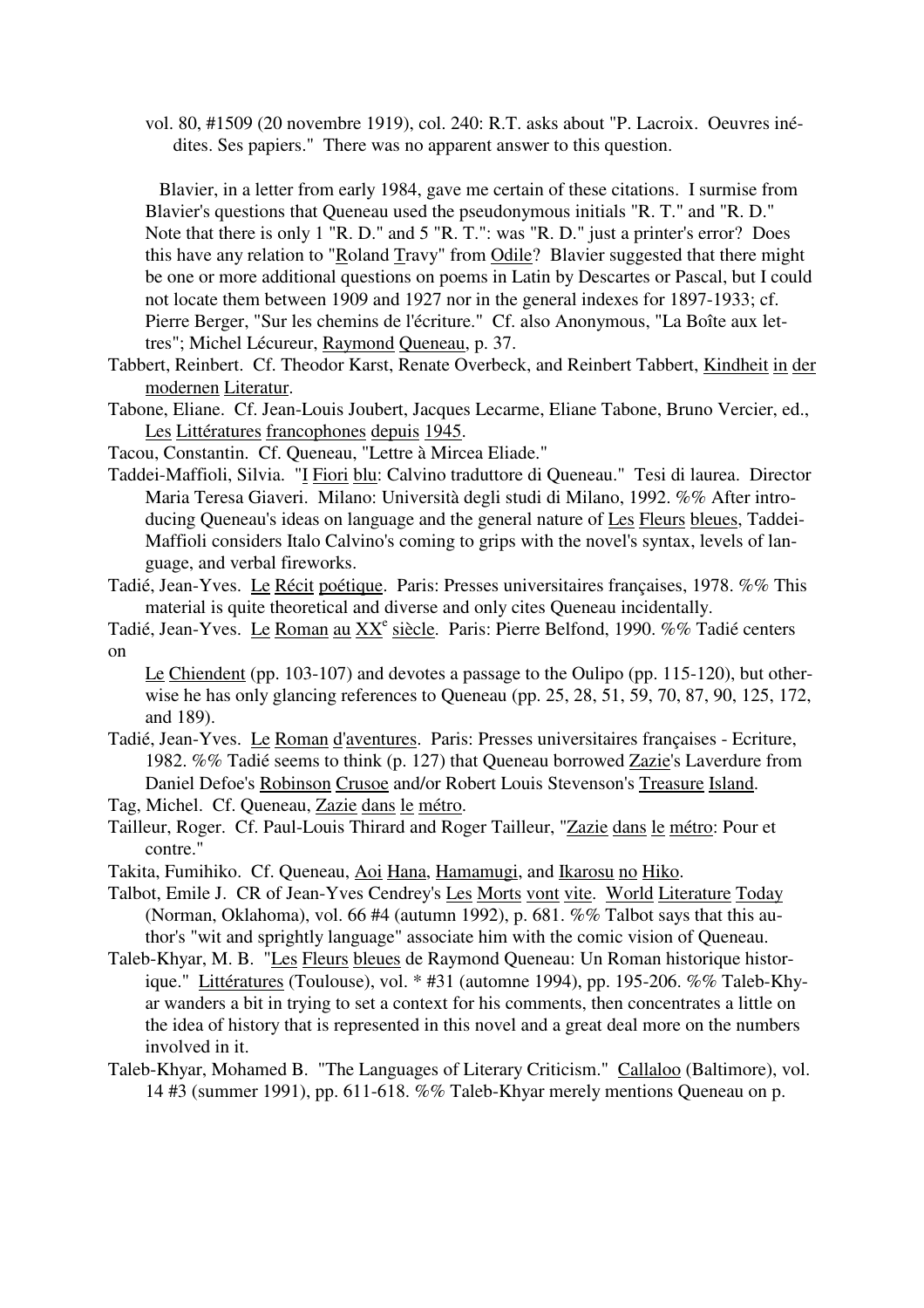vol. 80, #1509 (20 novembre 1919), col. 240: R.T. asks about "P. Lacroix. Oeuvres inédites. Ses papiers." There was no apparent answer to this question.

Blavier, in a letter from early 1984, gave me certain of these citations. I surmise from Blavier's questions that Queneau used the pseudonymous initials "R. T." and "R. D." Note that there is only 1 "R. D." and 5 "R. T.": was "R. D." just a printer's error? Does this have any relation to "Roland Travy" from Odile? Blavier suggested that there might be one or more additional questions on poems in Latin by Descartes or Pascal, but I could not locate them between 1909 and 1927 nor in the general indexes for 1897-1933; cf. Pierre Berger, "Sur les chemins de l'écriture." Cf. also Anonymous, "La Boîte aux lettres"; Michel Lécureur, Raymond Queneau, p. 37.

Tabbert, Reinbert. Cf. Theodor Karst, Renate Overbeck, and Reinbert Tabbert, Kindheit in der modernen Literatur.

Tabone, Eliane. Cf. Jean-Louis Joubert, Jacques Lecarme, Eliane Tabone, Bruno Vercier, ed., Les Littératures francophones depuis 1945.

Tacou, Constantin. Cf. Queneau, "Lettre à Mircea Eliade."

Taddei-Maffioli, Silvia. "I Fiori blu: Calvino traduttore di Queneau." Tesi di laurea. Director Maria Teresa Giaveri. Milano: Università degli studi di Milano, 1992. %% After introducing Queneau's ideas on language and the general nature of Les Fleurs bleues, Taddei-Maffioli considers Italo Calvino's coming to grips with the novel's syntax, levels of language, and verbal fireworks.

Tadié, Jean-Yves. Le Récit poétique. Paris: Presses universitaires françaises, 1978. %% This material is quite theoretical and diverse and only cites Queneau incidentally.

Tadié, Jean-Yves. Le Roman au XX^e siècle. Paris: Pierre Belfond, 1990. %% Tadié centers on Le Chiendent (pp. 103-107) and devotes a passage to the Oulipo (pp. 115-120), but otherwise he has only glancing references to Queneau (pp. 25, 28, 51, 59, 70, 87, 90, 125, 172, and 189).

Tadié, Jean-Yves. Le Roman d'aventures. Paris: Presses universitaires françaises - Ecriture, 1982. %% Tadié seems to think (p. 127) that Queneau borrowed Zazie's Laverdure from Daniel Defoe's Robinson Crusoe and/or Robert Louis Stevenson's Treasure Island.

Tag, Michel. Cf. Queneau, Zazie dans le métro.

Tailleur, Roger. Cf. Paul-Louis Thirard and Roger Tailleur, "Zazie dans le métro: Pour et contre."

Takita, Fumihiko. Cf. Queneau, Aoi Hana, Hamamugi, and Ikarosu no Hiko.

Talbot, Emile J. CR of Jean-Yves Cendrey's Les Morts vont vite. World Literature Today (Norman, Oklahoma), vol. 66 #4 (autumn 1992), p. 681. %% Talbot says that this author's "wit and sprightly language" associate him with the comic vision of Queneau.

Taleb-Khyar, M. B. "Les Fleurs bleues de Raymond Queneau: Un Roman historique historique." Littératures (Toulouse), vol. * #31 (automne 1994), pp. 195-206. %% Taleb-Khyar wanders a bit in trying to set a context for his comments, then concentrates a little on the idea of history that is represented in this novel and a great deal more on the numbers involved in it.

Taleb-Khyar, Mohamed B. "The Languages of Literary Criticism." Callaloo (Baltimore), vol. 14 #3 (summer 1991), pp. 611-618. %% Taleb-Khyar merely mentions Queneau on p.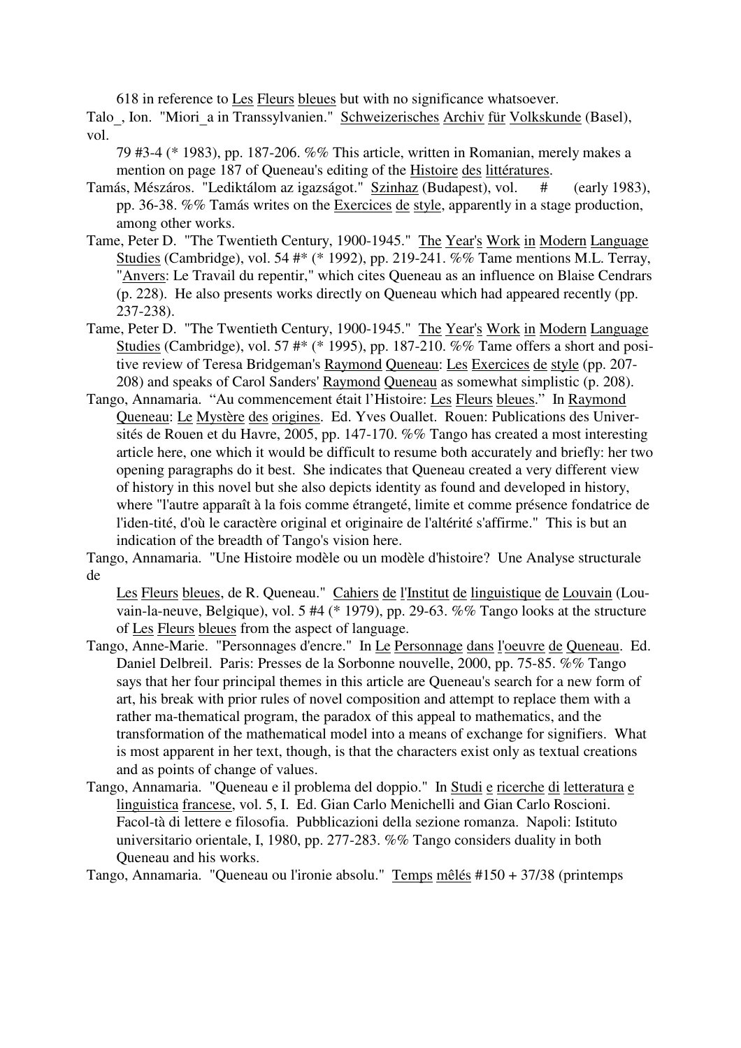618 in reference to Les Fleurs bleues but with no significance whatsoever.

Talo_, Ion. "Miori_a in Transsylvanien." Schweizerisches Archiv für Volkskunde (Basel), vol.
79 #3-4 (* 1983), pp. 187-206. %% This article, written in Romanian, merely makes a mention on page 187 of Queneau's editing of the Histoire des littératures.

Tamás, Mészáros. "Lediktálom az igazságot." Szinhaz (Budapest), vol. # (early 1983), pp. 36-38. %% Tamás writes on the Exercices de style, apparently in a stage production, among other works.

Tame, Peter D. "The Twentieth Century, 1900-1945." The Year's Work in Modern Language Studies (Cambridge), vol. 54 #* (* 1992), pp. 219-241. %% Tame mentions M.L. Terray, "Anvers: Le Travail du repentir," which cites Queneau as an influence on Blaise Cendrars (p. 228). He also presents works directly on Queneau which had appeared recently (pp. 237-238).

Tame, Peter D. "The Twentieth Century, 1900-1945." The Year's Work in Modern Language Studies (Cambridge), vol. 57 #* (* 1995), pp. 187-210. %% Tame offers a short and positive review of Teresa Bridgeman's Raymond Queneau: Les Exercices de style (pp. 207-208) and speaks of Carol Sanders' Raymond Queneau as somewhat simplistic (p. 208).

Tango, Annamaria. "Au commencement était l'Histoire: Les Fleurs bleues." In Raymond Queneau: Le Mystère des origines. Ed. Yves Ouallet. Rouen: Publications des Universités de Rouen et du Havre, 2005, pp. 147-170. %% Tango has created a most interesting article here, one which it would be difficult to resume both accurately and briefly: her two opening paragraphs do it best. She indicates that Queneau created a very different view of history in this novel but she also depicts identity as found and developed in history, where "l'autre apparaît à la fois comme étrangeté, limite et comme présence fondatrice de l'iden-tité, d'où le caractère original et originaire de l'altérité s'affirme." This is but an indication of the breadth of Tango's vision here.

Tango, Annamaria. "Une Histoire modèle ou un modèle d'histoire? Une Analyse structurale de
Les Fleurs bleues, de R. Queneau." Cahiers de l'Institut de linguistique de Louvain (Louvain-la-neuve, Belgique), vol. 5 #4 (* 1979), pp. 29-63. %% Tango looks at the structure of Les Fleurs bleues from the aspect of language.

Tango, Anne-Marie. "Personnages d'encre." In Le Personnage dans l'oeuvre de Queneau. Ed. Daniel Delbreil. Paris: Presses de la Sorbonne nouvelle, 2000, pp. 75-85. %% Tango says that her four principal themes in this article are Queneau's search for a new form of art, his break with prior rules of novel composition and attempt to replace them with a rather ma-thematical program, the paradox of this appeal to mathematics, and the transformation of the mathematical model into a means of exchange for signifiers. What is most apparent in her text, though, is that the characters exist only as textual creations and as points of change of values.

Tango, Annamaria. "Queneau e il problema del doppio." In Studi e ricerche di letteratura e linguistica francese, vol. 5, I. Ed. Gian Carlo Menichelli and Gian Carlo Roscioni. Facol-tà di lettere e filosofia. Pubblicazioni della sezione romanza. Napoli: Istituto universitario orientale, I, 1980, pp. 277-283. %% Tango considers duality in both Queneau and his works.

Tango, Annamaria. "Queneau ou l'ironie absolu." Temps mêlés #150 + 37/38 (printemps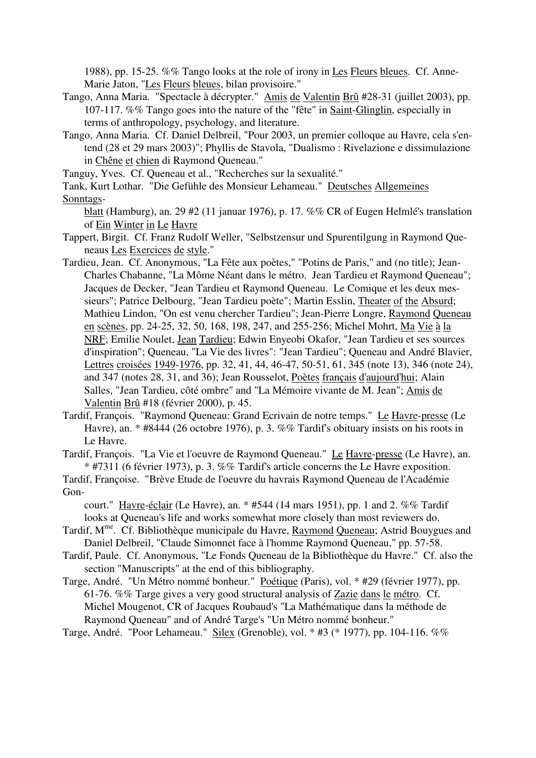1988), pp. 15-25. %% Tango looks at the role of irony in Les Fleurs bleues. Cf. Anne-Marie Jaton, "Les Fleurs bleues, bilan provisoire."

Tango, Anna Maria. "Spectacle à décrypter." Amis de Valentin Brû #28-31 (juillet 2003), pp. 107-117. %% Tango goes into the nature of the "fête" in Saint-Glinglin, especially in terms of anthropology, psychology, and literature.

Tango, Anna Maria. Cf. Daniel Delbreil, "Pour 2003, un premier colloque au Havre, cela s'entend (28 et 29 mars 2003)"; Phyllis de Stavola, "Dualismo : Rivelazione e dissimulazione in Chêne et chien di Raymond Queneau."

Tanguy, Yves. Cf. Queneau et al., "Recherches sur la sexualité."

Tank, Kurt Lothar. "Die Gefühle des Monsieur Lehameau." Deutsches Allgemeines Sonntags-blatt (Hamburg), an. 29 #2 (11 januar 1976), p. 17. %% CR of Eugen Helmlé's translation of Ein Winter in Le Havre

Tappert, Birgit. Cf. Franz Rudolf Weller, "Selbstzensur und Spurentilgung in Raymond Queneaus Les Exercices de style."

Tardieu, Jean. Cf. Anonymous, "La Fête aux poètes," "Potins de Paris," and (no title); Jean-Charles Chabanne, "La Môme Néant dans le métro. Jean Tardieu et Raymond Queneau"; Jacques de Decker, "Jean Tardieu et Raymond Queneau. Le Comique et les deux messieurs"; Patrice Delbourg, "Jean Tardieu poète"; Martin Esslin, Theater of the Absurd; Mathieu Lindon, "On est venu chercher Tardieu"; Jean-Pierre Longre, Raymond Queneau en scènes, pp. 24-25, 32, 50, 168, 198, 247, and 255-256; Michel Mohrt, Ma Vie à la NRF; Emilie Noulet, Jean Tardieu; Edwin Enyeobi Okafor, "Jean Tardieu et ses sources d'inspiration"; Queneau, "La Vie des livres": "Jean Tardieu"; Queneau and André Blavier, Lettres croisées 1949-1976, pp. 32, 41, 44, 46-47, 50-51, 61, 345 (note 13), 346 (note 24), and 347 (notes 28, 31, and 36); Jean Rousselot, Poètes français d'aujourd'hui; Alain Salles, "Jean Tardieu, côté ombre" and "La Mémoire vivante de M. Jean"; Amis de Valentin Brû #18 (février 2000), p. 45.

Tardif, François. "Raymond Queneau: Grand Ecrivain de notre temps." Le Havre-presse (Le Havre), an. * #8444 (26 octobre 1976), p. 3. %% Tardif's obituary insists on his roots in Le Havre.

Tardif, François. "La Vie et l'oeuvre de Raymond Queneau." Le Havre-presse (Le Havre), an. * #7311 (6 février 1973), p. 3. %% Tardif's article concerns the Le Havre exposition.

Tardif, Françoise. "Brève Etude de l'oeuvre du havrais Raymond Queneau de l'Académie Goncourt." Havre-éclair (Le Havre), an. * #544 (14 mars 1951), pp. 1 and 2. %% Tardif looks at Queneau's life and works somewhat more closely than most reviewers do.

Tardif, M[me]. Cf. Bibliothèque municipale du Havre, Raymond Queneau; Astrid Bouygues and Daniel Delbreil, "Claude Simonnet face à l'homme Raymond Queneau," pp. 57-58.

Tardif, Paule. Cf. Anonymous, "Le Fonds Queneau de la Bibliothèque du Havre." Cf. also the section "Manuscripts" at the end of this bibliography.

Targe, André. "Un Métro nommé bonheur." Poétique (Paris), vol. * #29 (février 1977), pp. 61-76. %% Targe gives a very good structural analysis of Zazie dans le métro. Cf. Michel Mougenot, CR of Jacques Roubaud's "La Mathématique dans la méthode de Raymond Queneau" and of André Targe's "Un Métro nommé bonheur."

Targe, André. "Poor Lehameau." Silex (Grenoble), vol. * #3 (* 1977), pp. 104-116. %%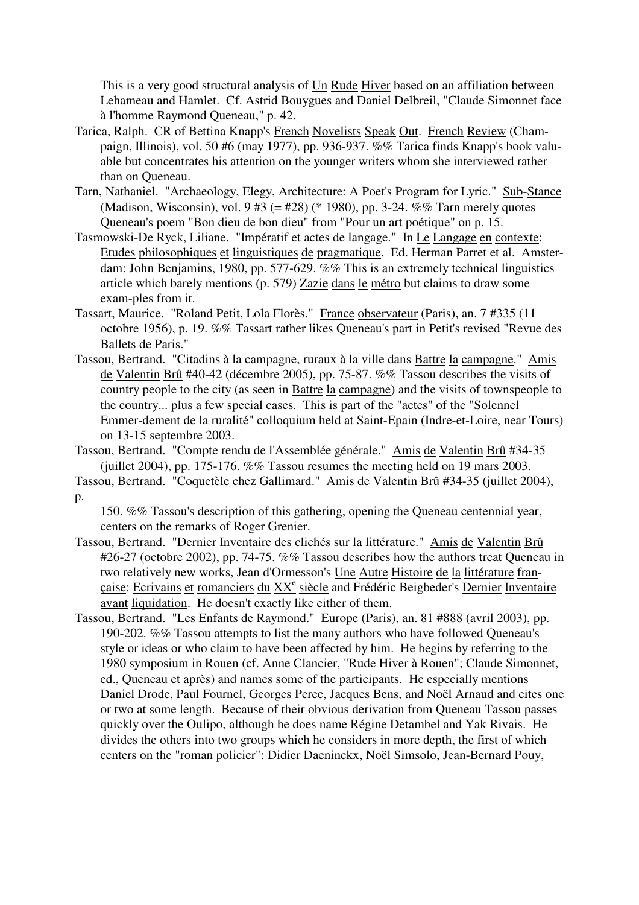This is a very good structural analysis of Un Rude Hiver based on an affiliation between Lehameau and Hamlet. Cf. Astrid Bouygues and Daniel Delbreil, "Claude Simonnet face à l'homme Raymond Queneau," p. 42.

Tarica, Ralph. CR of Bettina Knapp's French Novelists Speak Out. French Review (Champaign, Illinois), vol. 50 #6 (may 1977), pp. 936-937. %% Tarica finds Knapp's book valuable but concentrates his attention on the younger writers whom she interviewed rather than on Queneau.

Tarn, Nathaniel. "Archaeology, Elegy, Architecture: A Poet's Program for Lyric." Sub-Stance (Madison, Wisconsin), vol. 9 #3 (= #28) (* 1980), pp. 3-24. %% Tarn merely quotes Queneau's poem "Bon dieu de bon dieu" from "Pour un art poétique" on p. 15.

Tasmowski-De Ryck, Liliane. "Impératif et actes de langage." In Le Langage en contexte: Etudes philosophiques et linguistiques de pragmatique. Ed. Herman Parret et al. Amsterdam: John Benjamins, 1980, pp. 577-629. %% This is an extremely technical linguistics article which barely mentions (p. 579) Zazie dans le métro but claims to draw some exam-ples from it.

Tassart, Maurice. "Roland Petit, Lola Florès." France observateur (Paris), an. 7 #335 (11 octobre 1956), p. 19. %% Tassart rather likes Queneau's part in Petit's revised "Revue des Ballets de Paris."

Tassou, Bertrand. "Citadins à la campagne, ruraux à la ville dans Battre la campagne." Amis de Valentin Brû #40-42 (décembre 2005), pp. 75-87. %% Tassou describes the visits of country people to the city (as seen in Battre la campagne) and the visits of townspeople to the country... plus a few special cases. This is part of the "actes" of the "Solennel Emmer-dement de la ruralité" colloquium held at Saint-Epain (Indre-et-Loire, near Tours) on 13-15 septembre 2003.

Tassou, Bertrand. "Compte rendu de l'Assemblée générale." Amis de Valentin Brû #34-35 (juillet 2004), pp. 175-176. %% Tassou resumes the meeting held on 19 mars 2003.

Tassou, Bertrand. "Coquetèle chez Gallimard." Amis de Valentin Brû #34-35 (juillet 2004), p. 150. %% Tassou's description of this gathering, opening the Queneau centennial year, centers on the remarks of Roger Grenier.

Tassou, Bertrand. "Dernier Inventaire des clichés sur la littérature." Amis de Valentin Brû #26-27 (octobre 2002), pp. 74-75. %% Tassou describes how the authors treat Queneau in two relatively new works, Jean d'Ormesson's Une Autre Histoire de la littérature française: Ecrivains et romanciers du XX[e] siècle and Frédéric Beigbeder's Dernier Inventaire avant liquidation. He doesn't exactly like either of them.

Tassou, Bertrand. "Les Enfants de Raymond." Europe (Paris), an. 81 #888 (avril 2003), pp. 190-202. %% Tassou attempts to list the many authors who have followed Queneau's style or ideas or who claim to have been affected by him. He begins by referring to the 1980 symposium in Rouen (cf. Anne Clancier, "Rude Hiver à Rouen"; Claude Simonnet, ed., Queneau et après) and names some of the participants. He especially mentions Daniel Drode, Paul Fournel, Georges Perec, Jacques Bens, and Noël Arnaud and cites one or two at some length. Because of their obvious derivation from Queneau Tassou passes quickly over the Oulipo, although he does name Régine Detambel and Yak Rivais. He divides the others into two groups which he considers in more depth, the first of which centers on the "roman policier": Didier Daeninckx, Noël Simsolo, Jean-Bernard Pouy,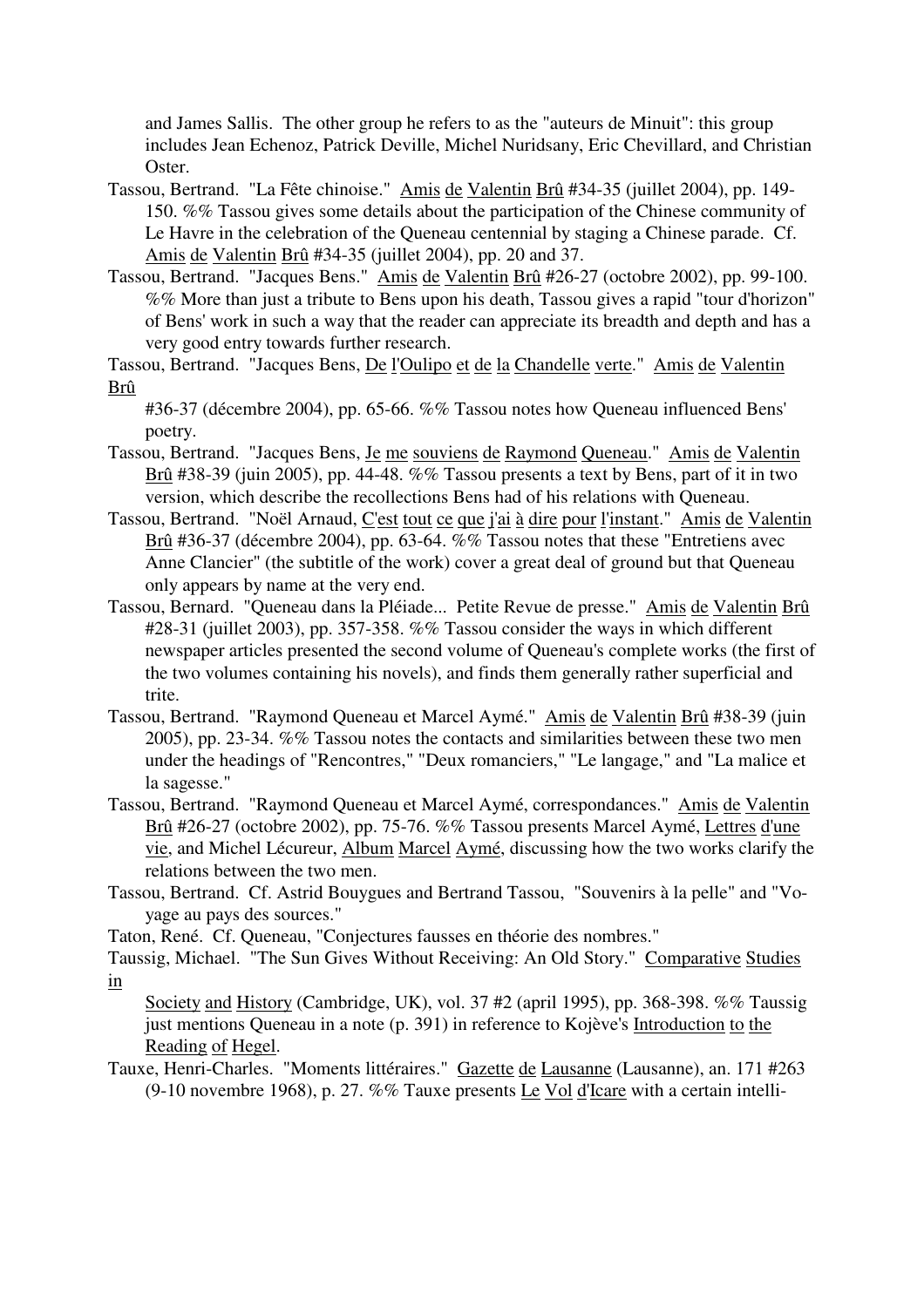and James Sallis. The other group he refers to as the "auteurs de Minuit": this group includes Jean Echenoz, Patrick Deville, Michel Nuridsany, Eric Chevillard, and Christian Oster.

Tassou, Bertrand. "La Fête chinoise." Amis de Valentin Brû #34-35 (juillet 2004), pp. 149-150. %% Tassou gives some details about the participation of the Chinese community of Le Havre in the celebration of the Queneau centennial by staging a Chinese parade. Cf. Amis de Valentin Brû #34-35 (juillet 2004), pp. 20 and 37.

Tassou, Bertrand. "Jacques Bens." Amis de Valentin Brû #26-27 (octobre 2002), pp. 99-100. %% More than just a tribute to Bens upon his death, Tassou gives a rapid "tour d'horizon" of Bens' work in such a way that the reader can appreciate its breadth and depth and has a very good entry towards further research.

Tassou, Bertrand. "Jacques Bens, De l'Oulipo et de la Chandelle verte." Amis de Valentin Brû #36-37 (décembre 2004), pp. 65-66. %% Tassou notes how Queneau influenced Bens' poetry.

Tassou, Bertrand. "Jacques Bens, Je me souviens de Raymond Queneau." Amis de Valentin Brû #38-39 (juin 2005), pp. 44-48. %% Tassou presents a text by Bens, part of it in two version, which describe the recollections Bens had of his relations with Queneau.

Tassou, Bertrand. "Noël Arnaud, C'est tout ce que j'ai à dire pour l'instant." Amis de Valentin Brû #36-37 (décembre 2004), pp. 63-64. %% Tassou notes that these "Entretiens avec Anne Clancier" (the subtitle of the work) cover a great deal of ground but that Queneau only appears by name at the very end.

Tassou, Bernard. "Queneau dans la Pléiade... Petite Revue de presse." Amis de Valentin Brû #28-31 (juillet 2003), pp. 357-358. %% Tassou consider the ways in which different newspaper articles presented the second volume of Queneau's complete works (the first of the two volumes containing his novels), and finds them generally rather superficial and trite.

Tassou, Bertrand. "Raymond Queneau et Marcel Aymé." Amis de Valentin Brû #38-39 (juin 2005), pp. 23-34. %% Tassou notes the contacts and similarities between these two men under the headings of "Rencontres," "Deux romanciers," "Le langage," and "La malice et la sagesse."

Tassou, Bertrand. "Raymond Queneau et Marcel Aymé, correspondances." Amis de Valentin Brû #26-27 (octobre 2002), pp. 75-76. %% Tassou presents Marcel Aymé, Lettres d'une vie, and Michel Lécureur, Album Marcel Aymé, discussing how the two works clarify the relations between the two men.

Tassou, Bertrand. Cf. Astrid Bouygues and Bertrand Tassou, "Souvenirs à la pelle" and "Voyage au pays des sources."

Taton, René. Cf. Queneau, "Conjectures fausses en théorie des nombres."

Taussig, Michael. "The Sun Gives Without Receiving: An Old Story." Comparative Studies in Society and History (Cambridge, UK), vol. 37 #2 (april 1995), pp. 368-398. %% Taussig just mentions Queneau in a note (p. 391) in reference to Kojève's Introduction to the Reading of Hegel.

Tauxe, Henri-Charles. "Moments littéraires." Gazette de Lausanne (Lausanne), an. 171 #263 (9-10 novembre 1968), p. 27. %% Tauxe presents Le Vol d'Icare with a certain intelli-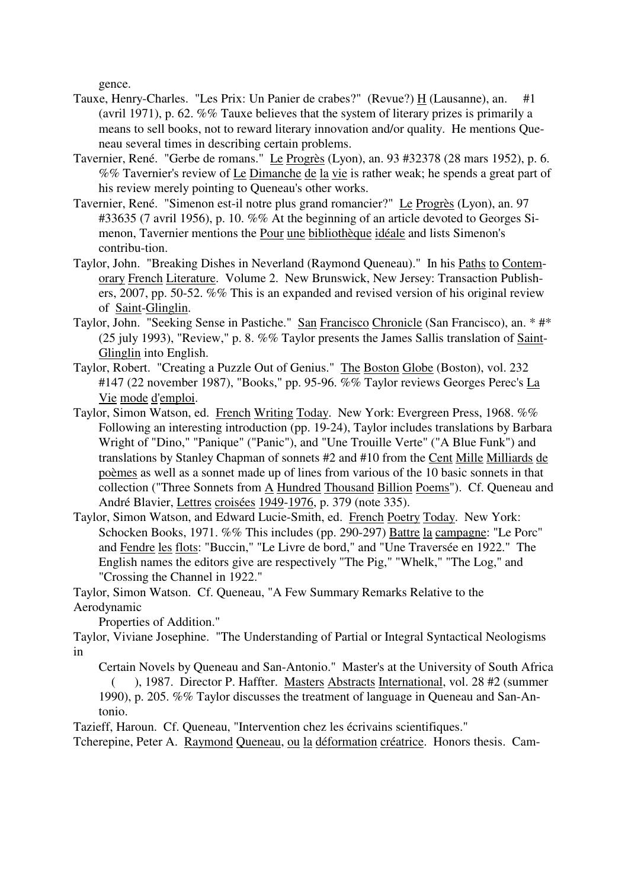gence.

Tauxe, Henry-Charles. "Les Prix: Un Panier de crabes?" (Revue?) H (Lausanne), an. #1 (avril 1971), p. 62. %% Tauxe believes that the system of literary prizes is primarily a means to sell books, not to reward literary innovation and/or quality. He mentions Queneau several times in describing certain problems.

Tavernier, René. "Gerbe de romans." Le Progrès (Lyon), an. 93 #32378 (28 mars 1952), p. 6. %% Tavernier's review of Le Dimanche de la vie is rather weak; he spends a great part of his review merely pointing to Queneau's other works.

Tavernier, René. "Simenon est-il notre plus grand romancier?" Le Progrès (Lyon), an. 97 #33635 (7 avril 1956), p. 10. %% At the beginning of an article devoted to Georges Simenon, Tavernier mentions the Pour une bibliothèque idéale and lists Simenon's contribu-tion.

Taylor, John. "Breaking Dishes in Neverland (Raymond Queneau)." In his Paths to Contemporary French Literature. Volume 2. New Brunswick, New Jersey: Transaction Publishers, 2007, pp. 50-52. %% This is an expanded and revised version of his original review of Saint-Glinglin.

Taylor, John. "Seeking Sense in Pastiche." San Francisco Chronicle (San Francisco), an. * #* (25 july 1993), "Review," p. 8. %% Taylor presents the James Sallis translation of Saint-Glinglin into English.

Taylor, Robert. "Creating a Puzzle Out of Genius." The Boston Globe (Boston), vol. 232 #147 (22 november 1987), "Books," pp. 95-96. %% Taylor reviews Georges Perec's La Vie mode d'emploi.

Taylor, Simon Watson, ed. French Writing Today. New York: Evergreen Press, 1968. %% Following an interesting introduction (pp. 19-24), Taylor includes translations by Barbara Wright of "Dino," "Panique" ("Panic"), and "Une Trouille Verte" ("A Blue Funk") and translations by Stanley Chapman of sonnets #2 and #10 from the Cent Mille Milliards de poèmes as well as a sonnet made up of lines from various of the 10 basic sonnets in that collection ("Three Sonnets from A Hundred Thousand Billion Poems"). Cf. Queneau and André Blavier, Lettres croisées 1949-1976, p. 379 (note 335).

Taylor, Simon Watson, and Edward Lucie-Smith, ed. French Poetry Today. New York: Schocken Books, 1971. %% This includes (pp. 290-297) Battre la campagne: "Le Porc" and Fendre les flots: "Buccin," "Le Livre de bord," and "Une Traversée en 1922." The English names the editors give are respectively "The Pig," "Whelk," "The Log," and "Crossing the Channel in 1922."

Taylor, Simon Watson. Cf. Queneau, "A Few Summary Remarks Relative to the Aerodynamic Properties of Addition."

Taylor, Viviane Josephine. "The Understanding of Partial or Integral Syntactical Neologisms in Certain Novels by Queneau and San-Antonio." Master's at the University of South Africa ( ), 1987. Director P. Haffter. Masters Abstracts International, vol. 28 #2 (summer 1990), p. 205. %% Taylor discusses the treatment of language in Queneau and San-Antonio.

Tazieff, Haroun. Cf. Queneau, "Intervention chez les écrivains scientifiques."

Tcherepine, Peter A. Raymond Queneau, ou la déformation créatrice. Honors thesis. Cam-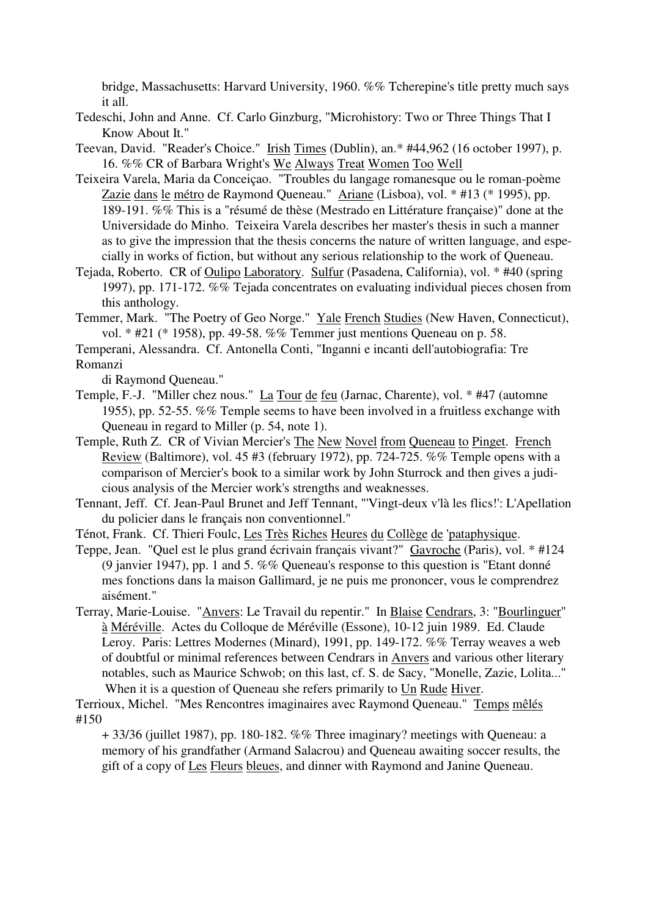bridge, Massachusetts: Harvard University, 1960. %% Tcherepine's title pretty much says it all.

Tedeschi, John and Anne. Cf. Carlo Ginzburg, "Microhistory: Two or Three Things That I Know About It."

Teevan, David. "Reader's Choice." Irish Times (Dublin), an.* #44,962 (16 october 1997), p. 16. %% CR of Barbara Wright's We Always Treat Women Too Well

Teixeira Varela, Maria da Conceiçao. "Troubles du langage romanesque ou le roman-poème Zazie dans le métro de Raymond Queneau." Ariane (Lisboa), vol. * #13 (* 1995), pp. 189-191. %% This is a "résumé de thèse (Mestrado en Littérature française)" done at the Universidade do Minho. Teixeira Varela describes her master's thesis in such a manner as to give the impression that the thesis concerns the nature of written language, and especially in works of fiction, but without any serious relationship to the work of Queneau.

Tejada, Roberto. CR of Oulipo Laboratory. Sulfur (Pasadena, California), vol. * #40 (spring 1997), pp. 171-172. %% Tejada concentrates on evaluating individual pieces chosen from this anthology.

Temmer, Mark. "The Poetry of Geo Norge." Yale French Studies (New Haven, Connecticut), vol. * #21 (* 1958), pp. 49-58. %% Temmer just mentions Queneau on p. 58.

Temperani, Alessandra. Cf. Antonella Conti, "Inganni e incanti dell'autobiografia: Tre Romanzi di Raymond Queneau."

Temple, F.-J. "Miller chez nous." La Tour de feu (Jarnac, Charente), vol. * #47 (automne 1955), pp. 52-55. %% Temple seems to have been involved in a fruitless exchange with Queneau in regard to Miller (p. 54, note 1).

Temple, Ruth Z. CR of Vivian Mercier's The New Novel from Queneau to Pinget. French Review (Baltimore), vol. 45 #3 (february 1972), pp. 724-725. %% Temple opens with a comparison of Mercier's book to a similar work by John Sturrock and then gives a judicious analysis of the Mercier work's strengths and weaknesses.

Tennant, Jeff. Cf. Jean-Paul Brunet and Jeff Tennant, "'Vingt-deux v'là les flics!': L'Apellation du policier dans le français non conventionnel."

Ténot, Frank. Cf. Thieri Foulc, Les Très Riches Heures du Collège de 'pataphysique.

Teppe, Jean. "Quel est le plus grand écrivain français vivant?" Gavroche (Paris), vol. * #124 (9 janvier 1947), pp. 1 and 5. %% Queneau's response to this question is "Etant donné mes fonctions dans la maison Gallimard, je ne puis me prononcer, vous le comprendrez aisément."

Terray, Marie-Louise. "Anvers: Le Travail du repentir." In Blaise Cendrars, 3: "Bourlinguer" à Méréville. Actes du Colloque de Méréville (Essone), 10-12 juin 1989. Ed. Claude Leroy. Paris: Lettres Modernes (Minard), 1991, pp. 149-172. %% Terray weaves a web of doubtful or minimal references between Cendrars in Anvers and various other literary notables, such as Maurice Schwob; on this last, cf. S. de Sacy, "Monelle, Zazie, Lolita..." When it is a question of Queneau she refers primarily to Un Rude Hiver.

Terrioux, Michel. "Mes Rencontres imaginaires avec Raymond Queneau." Temps mêlés #150 + 33/36 (juillet 1987), pp. 180-182. %% Three imaginary? meetings with Queneau: a memory of his grandfather (Armand Salacrou) and Queneau awaiting soccer results, the gift of a copy of Les Fleurs bleues, and dinner with Raymond and Janine Queneau.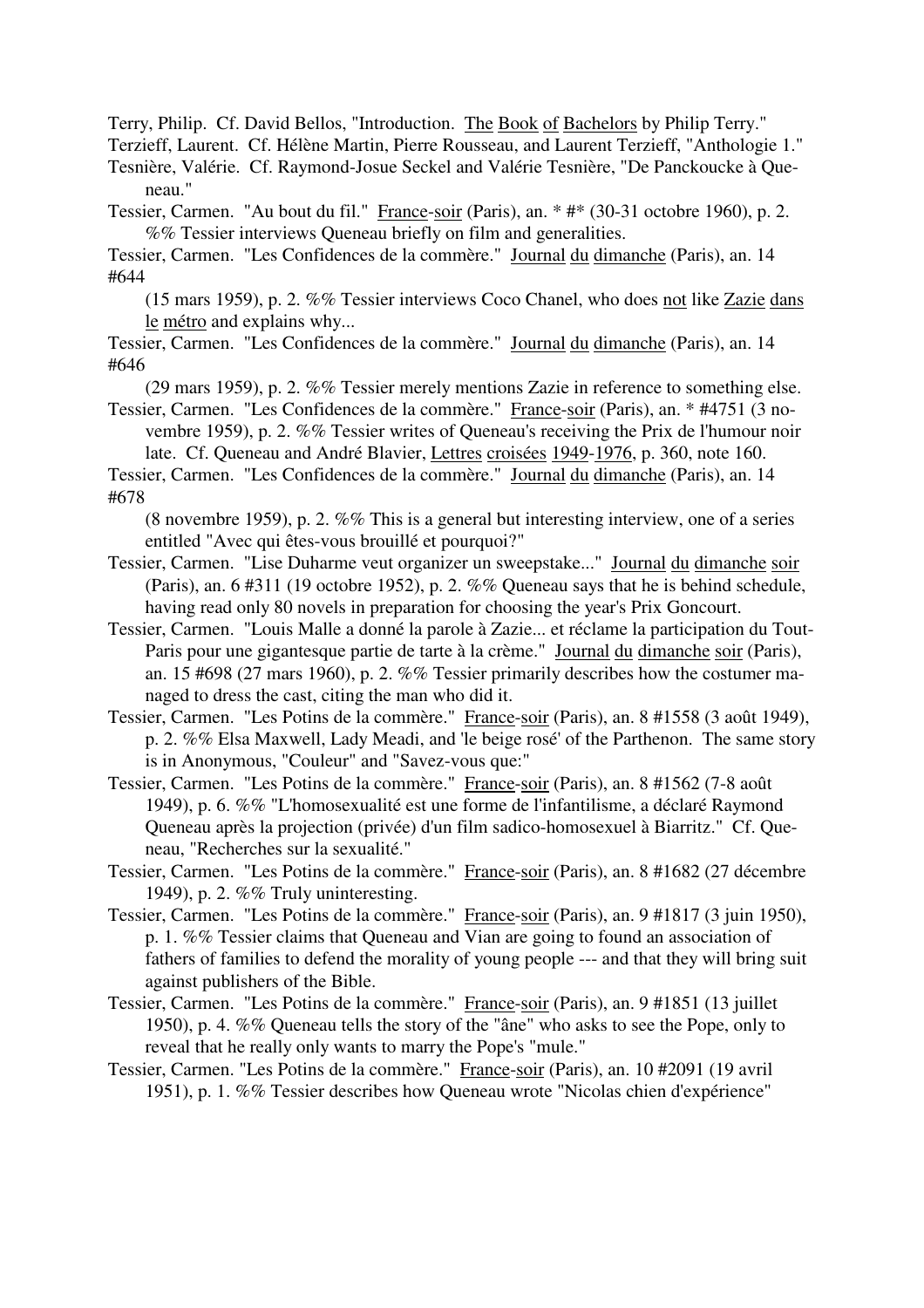Terry, Philip. Cf. David Bellos, "Introduction. The Book of Bachelors by Philip Terry."

Terzieff, Laurent. Cf. Hélène Martin, Pierre Rousseau, and Laurent Terzieff, "Anthologie 1."

Tesnière, Valérie. Cf. Raymond-Josue Seckel and Valérie Tesnière, "De Panckoucke à Queneau."

Tessier, Carmen. "Au bout du fil." France-soir (Paris), an. * #* (30-31 octobre 1960), p. 2. %% Tessier interviews Queneau briefly on film and generalities.

Tessier, Carmen. "Les Confidences de la commère." Journal du dimanche (Paris), an. 14 #644 (15 mars 1959), p. 2. %% Tessier interviews Coco Chanel, who does not like Zazie dans le métro and explains why...

Tessier, Carmen. "Les Confidences de la commère." Journal du dimanche (Paris), an. 14 #646 (29 mars 1959), p. 2. %% Tessier merely mentions Zazie in reference to something else.

Tessier, Carmen. "Les Confidences de la commère." France-soir (Paris), an. * #4751 (3 novembre 1959), p. 2. %% Tessier writes of Queneau's receiving the Prix de l'humour noir late. Cf. Queneau and André Blavier, Lettres croisées 1949-1976, p. 360, note 160.

Tessier, Carmen. "Les Confidences de la commère." Journal du dimanche (Paris), an. 14 #678 (8 novembre 1959), p. 2. %% This is a general but interesting interview, one of a series entitled "Avec qui êtes-vous brouillé et pourquoi?"

Tessier, Carmen. "Lise Duharme veut organizer un sweepstake..." Journal du dimanche soir (Paris), an. 6 #311 (19 octobre 1952), p. 2. %% Queneau says that he is behind schedule, having read only 80 novels in preparation for choosing the year's Prix Goncourt.

Tessier, Carmen. "Louis Malle a donné la parole à Zazie... et réclame la participation du Tout-Paris pour une gigantesque partie de tarte à la crème." Journal du dimanche soir (Paris), an. 15 #698 (27 mars 1960), p. 2. %% Tessier primarily describes how the costumer managed to dress the cast, citing the man who did it.

Tessier, Carmen. "Les Potins de la commère." France-soir (Paris), an. 8 #1558 (3 août 1949), p. 2. %% Elsa Maxwell, Lady Meadi, and 'le beige rosé' of the Parthenon. The same story is in Anonymous, "Couleur" and "Savez-vous que:"

Tessier, Carmen. "Les Potins de la commère." France-soir (Paris), an. 8 #1562 (7-8 août 1949), p. 6. %% "L'homosexualité est une forme de l'infantilisme, a déclaré Raymond Queneau après la projection (privée) d'un film sadico-homosexuel à Biarritz." Cf. Queneau, "Recherches sur la sexualité."

Tessier, Carmen. "Les Potins de la commère." France-soir (Paris), an. 8 #1682 (27 décembre 1949), p. 2. %% Truly uninteresting.

Tessier, Carmen. "Les Potins de la commère." France-soir (Paris), an. 9 #1817 (3 juin 1950), p. 1. %% Tessier claims that Queneau and Vian are going to found an association of fathers of families to defend the morality of young people --- and that they will bring suit against publishers of the Bible.

Tessier, Carmen. "Les Potins de la commère." France-soir (Paris), an. 9 #1851 (13 juillet 1950), p. 4. %% Queneau tells the story of the "âne" who asks to see the Pope, only to reveal that he really only wants to marry the Pope's "mule."

Tessier, Carmen. "Les Potins de la commère." France-soir (Paris), an. 10 #2091 (19 avril 1951), p. 1. %% Tessier describes how Queneau wrote "Nicolas chien d'expérience"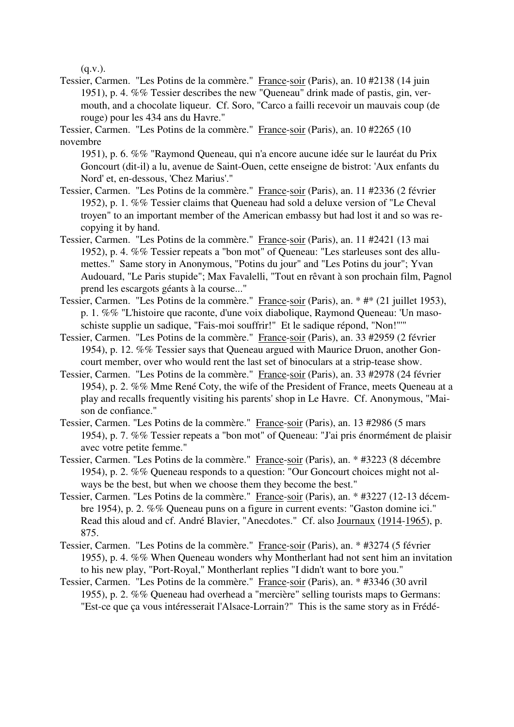(q.v.).

Tessier, Carmen. "Les Potins de la commère." France-soir (Paris), an. 10 #2138 (14 juin 1951), p. 4. %% Tessier describes the new "Queneau" drink made of pastis, gin, vermouth, and a chocolate liqueur. Cf. Soro, "Carco a failli recevoir un mauvais coup (de rouge) pour les 434 ans du Havre."

Tessier, Carmen. "Les Potins de la commère." France-soir (Paris), an. 10 #2265 (10 novembre 1951), p. 6. %% "Raymond Queneau, qui n'a encore aucune idée sur le lauréat du Prix Goncourt (dit-il) a lu, avenue de Saint-Ouen, cette enseigne de bistrot: 'Aux enfants du Nord' et, en-dessous, 'Chez Marius'."

Tessier, Carmen. "Les Potins de la commère." France-soir (Paris), an. 11 #2336 (2 février 1952), p. 1. %% Tessier claims that Queneau had sold a deluxe version of "Le Cheval troyen" to an important member of the American embassy but had lost it and so was re-copying it by hand.

Tessier, Carmen. "Les Potins de la commère." France-soir (Paris), an. 11 #2421 (13 mai 1952), p. 4. %% Tessier repeats a "bon mot" of Queneau: "Les starleuses sont des allumettes." Same story in Anonymous, "Potins du jour" and "Les Potins du jour"; Yvan Audouard, "Le Paris stupide"; Max Favalelli, "Tout en rêvant à son prochain film, Pagnol prend les escargots géants à la course..."

Tessier, Carmen. "Les Potins de la commère." France-soir (Paris), an. * #* (21 juillet 1953), p. 1. %% "L'histoire que raconte, d'une voix diabolique, Raymond Queneau: 'Un masoschiste supplie un sadique, "Fais-moi souffrir!" Et le sadique répond, "Non!"'"

Tessier, Carmen. "Les Potins de la commère." France-soir (Paris), an. 33 #2959 (2 février 1954), p. 12. %% Tessier says that Queneau argued with Maurice Druon, another Goncourt member, over who would rent the last set of binoculars at a strip-tease show.

Tessier, Carmen. "Les Potins de la commère." France-soir (Paris), an. 33 #2978 (24 février 1954), p. 2. %% Mme René Coty, the wife of the President of France, meets Queneau at a play and recalls frequently visiting his parents' shop in Le Havre. Cf. Anonymous, "Maison de confiance."

Tessier, Carmen. "Les Potins de la commère." France-soir (Paris), an. 13 #2986 (5 mars 1954), p. 7. %% Tessier repeats a "bon mot" of Queneau: "J'ai pris énormément de plaisir avec votre petite femme."

Tessier, Carmen. "Les Potins de la commère." France-soir (Paris), an. * #3223 (8 décembre 1954), p. 2. %% Queneau responds to a question: "Our Goncourt choices might not always be the best, but when we choose them they become the best."

Tessier, Carmen. "Les Potins de la commère." France-soir (Paris), an. * #3227 (12-13 décembre 1954), p. 2. %% Queneau puns on a figure in current events: "Gaston domine ici." Read this aloud and cf. André Blavier, "Anecdotes." Cf. also Journaux (1914-1965), p. 875.

Tessier, Carmen. "Les Potins de la commère." France-soir (Paris), an. * #3274 (5 février 1955), p. 4. %% When Queneau wonders why Montherlant had not sent him an invitation to his new play, "Port-Royal," Montherlant replies "I didn't want to bore you."

Tessier, Carmen. "Les Potins de la commère." France-soir (Paris), an. * #3346 (30 avril 1955), p. 2. %% Queneau had overhead a "mercière" selling tourists maps to Germans: "Est-ce que ça vous intéresserait l'Alsace-Lorrain?" This is the same story as in Frédé-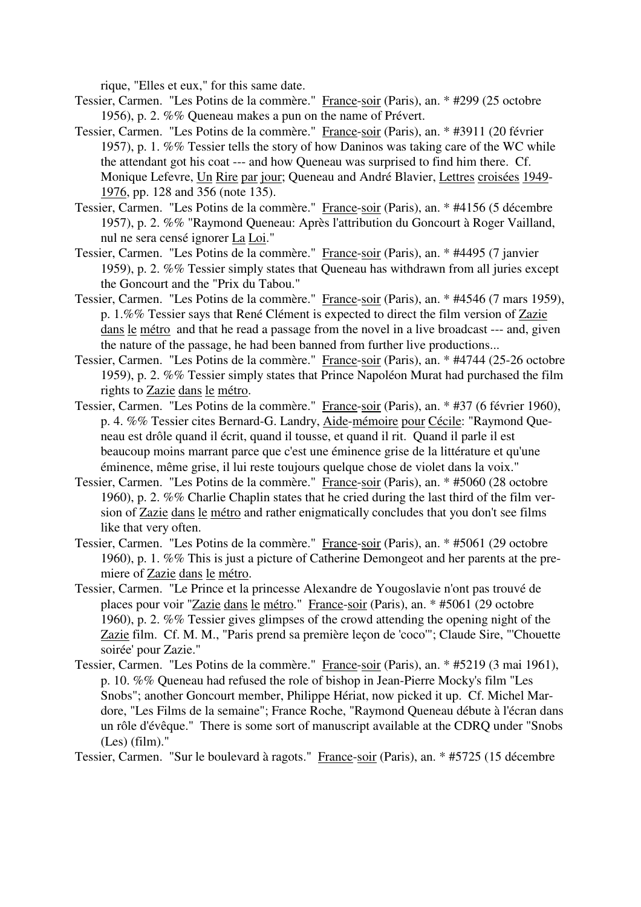rique, "Elles et eux," for this same date.

Tessier, Carmen. "Les Potins de la commère." France-soir (Paris), an. * #299 (25 octobre 1956), p. 2. %% Queneau makes a pun on the name of Prévert.

Tessier, Carmen. "Les Potins de la commère." France-soir (Paris), an. * #3911 (20 février 1957), p. 1. %% Tessier tells the story of how Daninos was taking care of the WC while the attendant got his coat --- and how Queneau was surprised to find him there. Cf. Monique Lefevre, Un Rire par jour; Queneau and André Blavier, Lettres croisées 1949-1976, pp. 128 and 356 (note 135).

Tessier, Carmen. "Les Potins de la commère." France-soir (Paris), an. * #4156 (5 décembre 1957), p. 2. %% "Raymond Queneau: Après l'attribution du Goncourt à Roger Vailland, nul ne sera censé ignorer La Loi."

Tessier, Carmen. "Les Potins de la commère." France-soir (Paris), an. * #4495 (7 janvier 1959), p. 2. %% Tessier simply states that Queneau has withdrawn from all juries except the Goncourt and the "Prix du Tabou."

Tessier, Carmen. "Les Potins de la commère." France-soir (Paris), an. * #4546 (7 mars 1959), p. 1.%% Tessier says that René Clément is expected to direct the film version of Zazie dans le métro and that he read a passage from the novel in a live broadcast --- and, given the nature of the passage, he had been banned from further live productions...

Tessier, Carmen. "Les Potins de la commère." France-soir (Paris), an. * #4744 (25-26 octobre 1959), p. 2. %% Tessier simply states that Prince Napoléon Murat had purchased the film rights to Zazie dans le métro.

Tessier, Carmen. "Les Potins de la commère." France-soir (Paris), an. * #37 (6 février 1960), p. 4. %% Tessier cites Bernard-G. Landry, Aide-mémoire pour Cécile: "Raymond Queneau est drôle quand il écrit, quand il tousse, et quand il rit. Quand il parle il est beaucoup moins marrant parce que c'est une éminence grise de la littérature et qu'une éminence, même grise, il lui reste toujours quelque chose de violet dans la voix."

Tessier, Carmen. "Les Potins de la commère." France-soir (Paris), an. * #5060 (28 octobre 1960), p. 2. %% Charlie Chaplin states that he cried during the last third of the film version of Zazie dans le métro and rather enigmatically concludes that you don't see films like that very often.

Tessier, Carmen. "Les Potins de la commère." France-soir (Paris), an. * #5061 (29 octobre 1960), p. 1. %% This is just a picture of Catherine Demongeot and her parents at the premiere of Zazie dans le métro.

Tessier, Carmen. "Le Prince et la princesse Alexandre de Yougoslavie n'ont pas trouvé de places pour voir "Zazie dans le métro." France-soir (Paris), an. * #5061 (29 octobre 1960), p. 2. %% Tessier gives glimpses of the crowd attending the opening night of the Zazie film. Cf. M. M., "Paris prend sa première leçon de 'coco'"; Claude Sire, "'Chouette soirée' pour Zazie."

Tessier, Carmen. "Les Potins de la commère." France-soir (Paris), an. * #5219 (3 mai 1961), p. 10. %% Queneau had refused the role of bishop in Jean-Pierre Mocky's film "Les Snobs"; another Goncourt member, Philippe Hériat, now picked it up. Cf. Michel Mardore, "Les Films de la semaine"; France Roche, "Raymond Queneau débute à l'écran dans un rôle d'évêque." There is some sort of manuscript available at the CDRQ under "Snobs (Les) (film)."

Tessier, Carmen. "Sur le boulevard à ragots." France-soir (Paris), an. * #5725 (15 décembre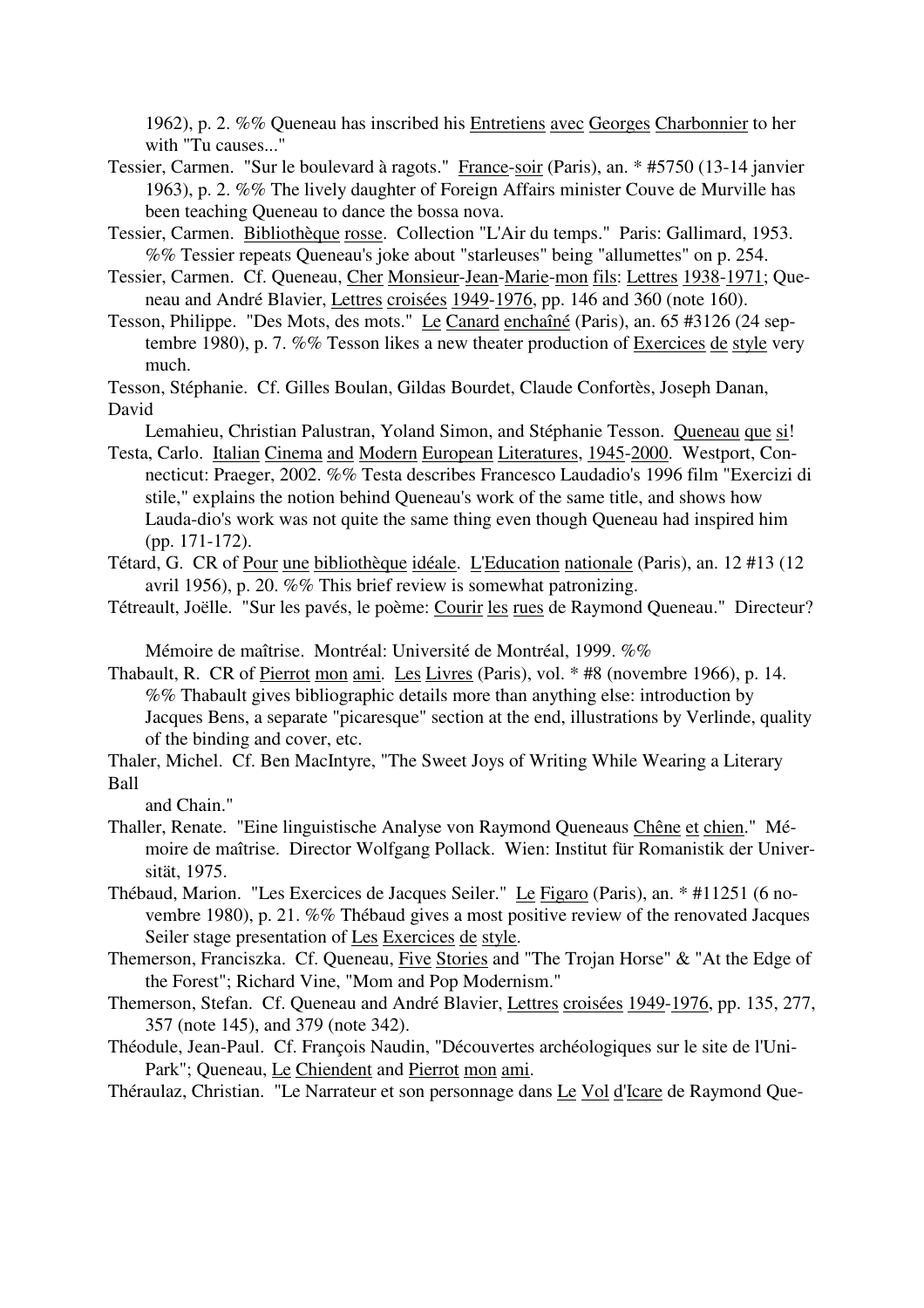1962), p. 2. %% Queneau has inscribed his Entretiens avec Georges Charbonnier to her with "Tu causes..."

Tessier, Carmen. "Sur le boulevard à ragots." France-soir (Paris), an. * #5750 (13-14 janvier 1963), p. 2. %% The lively daughter of Foreign Affairs minister Couve de Murville has been teaching Queneau to dance the bossa nova.

Tessier, Carmen. Bibliothèque rosse. Collection "L'Air du temps." Paris: Gallimard, 1953. %% Tessier repeats Queneau's joke about "starleuses" being "allumettes" on p. 254.

Tessier, Carmen. Cf. Queneau, Cher Monsieur-Jean-Marie-mon fils: Lettres 1938-1971; Queneau and André Blavier, Lettres croisées 1949-1976, pp. 146 and 360 (note 160).

Tesson, Philippe. "Des Mots, des mots." Le Canard enchaîné (Paris), an. 65 #3126 (24 septembre 1980), p. 7. %% Tesson likes a new theater production of Exercices de style very much.

Tesson, Stéphanie. Cf. Gilles Boulan, Gildas Bourdet, Claude Confortès, Joseph Danan, David Lemahieu, Christian Palustran, Yoland Simon, and Stéphanie Tesson. Queneau que si!

Testa, Carlo. Italian Cinema and Modern European Literatures, 1945-2000. Westport, Connecticut: Praeger, 2002. %% Testa describes Francesco Laudadio's 1996 film "Exercizi di stile," explains the notion behind Queneau's work of the same title, and shows how Lauda-dio's work was not quite the same thing even though Queneau had inspired him (pp. 171-172).

Tétard, G. CR of Pour une bibliothèque idéale. L'Education nationale (Paris), an. 12 #13 (12 avril 1956), p. 20. %% This brief review is somewhat patronizing.

Tétreault, Joëlle. "Sur les pavés, le poème: Courir les rues de Raymond Queneau." Directeur? Mémoire de maîtrise. Montréal: Université de Montréal, 1999. %%

Thabault, R. CR of Pierrot mon ami. Les Livres (Paris), vol. * #8 (novembre 1966), p. 14. %% Thabault gives bibliographic details more than anything else: introduction by Jacques Bens, a separate "picaresque" section at the end, illustrations by Verlinde, quality of the binding and cover, etc.

Thaler, Michel. Cf. Ben MacIntyre, "The Sweet Joys of Writing While Wearing a Literary Ball and Chain."

Thaller, Renate. "Eine linguistische Analyse von Raymond Queneaus Chêne et chien." Mémoire de maîtrise. Director Wolfgang Pollack. Wien: Institut für Romanistik der Universität, 1975.

Thébaud, Marion. "Les Exercices de Jacques Seiler." Le Figaro (Paris), an. * #11251 (6 novembre 1980), p. 21. %% Thébaud gives a most positive review of the renovated Jacques Seiler stage presentation of Les Exercices de style.

Themerson, Franciszka. Cf. Queneau, Five Stories and "The Trojan Horse" & "At the Edge of the Forest"; Richard Vine, "Mom and Pop Modernism."

Themerson, Stefan. Cf. Queneau and André Blavier, Lettres croisées 1949-1976, pp. 135, 277, 357 (note 145), and 379 (note 342).

Théodule, Jean-Paul. Cf. François Naudin, "Découvertes archéologiques sur le site de l'Uni-Park"; Queneau, Le Chiendent and Pierrot mon ami.

Théraulaz, Christian. "Le Narrateur et son personnage dans Le Vol d'Icare de Raymond Que-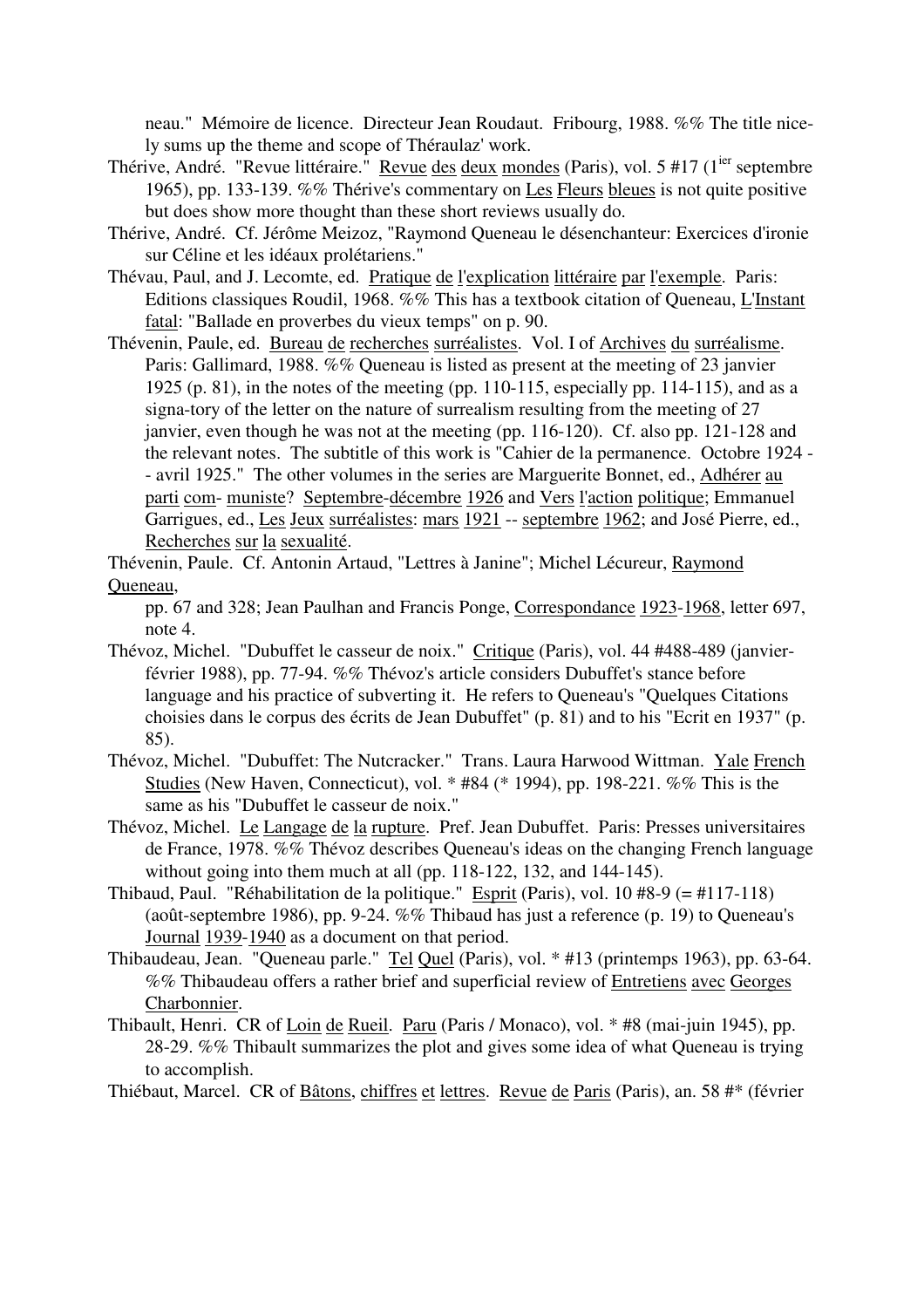neau." Mémoire de licence. Directeur Jean Roudaut. Fribourg, 1988. %% The title nicely sums up the theme and scope of Théraulaz' work.

Thérive, André. "Revue littéraire." Revue des deux mondes (Paris), vol. 5 #17 (1ier septembre 1965), pp. 133-139. %% Thérive's commentary on Les Fleurs bleues is not quite positive but does show more thought than these short reviews usually do.

Thérive, André. Cf. Jérôme Meizoz, "Raymond Queneau le désenchanteur: Exercices d'ironie sur Céline and les idéaux prolétariens."

Thévau, Paul, and J. Lecomte, ed. Pratique de l'explication littéraire par l'exemple. Paris: Editions classiques Roudil, 1968. %% This has a textbook citation of Queneau, L'Instant fatal: "Ballade en proverbes du vieux temps" on p. 90.

Thévenin, Paule, ed. Bureau de recherches surréalistes. Vol. I of Archives du surréalisme. Paris: Gallimard, 1988. %% Queneau is listed as present at the meeting of 23 janvier 1925 (p. 81), in the notes of the meeting (pp. 110-115, especially pp. 114-115), and as a signa-tory of the letter on the nature of surrealism resulting from the meeting of 27 janvier, even though he was not at the meeting (pp. 116-120). Cf. also pp. 121-128 and the relevant notes. The subtitle of this work is "Cahier de la permanence. Octobre 1924 -- avril 1925." The other volumes in the series are Marguerite Bonnet, ed., Adhérer au parti com- muniste? Septembre-décembre 1926 and Vers l'action politique; Emmanuel Garrigues, ed., Les Jeux surréalistes: mars 1921 -- septembre 1962; and José Pierre, ed., Recherches sur la sexualité.

Thévenin, Paule. Cf. Antonin Artaud, "Lettres à Janine"; Michel Lécureur, Raymond Queneau, pp. 67 and 328; Jean Paulhan and Francis Ponge, Correspondance 1923-1968, letter 697, note 4.

Thévoz, Michel. "Dubuffet le casseur de noix." Critique (Paris), vol. 44 #488-489 (janvier-février 1988), pp. 77-94. %% Thévoz's article considers Dubuffet's stance before language and his practice of subverting it. He refers to Queneau's "Quelques Citations choisies dans le corpus des écrits de Jean Dubuffet" (p. 81) and to his "Ecrit en 1937" (p. 85).

Thévoz, Michel. "Dubuffet: The Nutcracker." Trans. Laura Harwood Wittman. Yale French Studies (New Haven, Connecticut), vol. * #84 (* 1994), pp. 198-221. %% This is the same as his "Dubuffet le casseur de noix."

Thévoz, Michel. Le Langage de la rupture. Pref. Jean Dubuffet. Paris: Presses universitaires de France, 1978. %% Thévoz describes Queneau's ideas on the changing French language without going into them much at all (pp. 118-122, 132, and 144-145).

Thibaud, Paul. "Réhabilitation de la politique." Esprit (Paris), vol. 10 #8-9 (= #117-118) (août-septembre 1986), pp. 9-24. %% Thibaud has just a reference (p. 19) to Queneau's Journal 1939-1940 as a document on that period.

Thibaudeau, Jean. "Queneau parle." Tel Quel (Paris), vol. * #13 (printemps 1963), pp. 63-64. %% Thibaudeau offers a rather brief and superficial review of Entretiens avec Georges Charbonnier.

Thibault, Henri. CR of Loin de Rueil. Paru (Paris / Monaco), vol. * #8 (mai-juin 1945), pp. 28-29. %% Thibault summarizes the plot and gives some idea of what Queneau is trying to accomplish.

Thiébaut, Marcel. CR of Bâtons, chiffres et lettres. Revue de Paris (Paris), an. 58 #* (février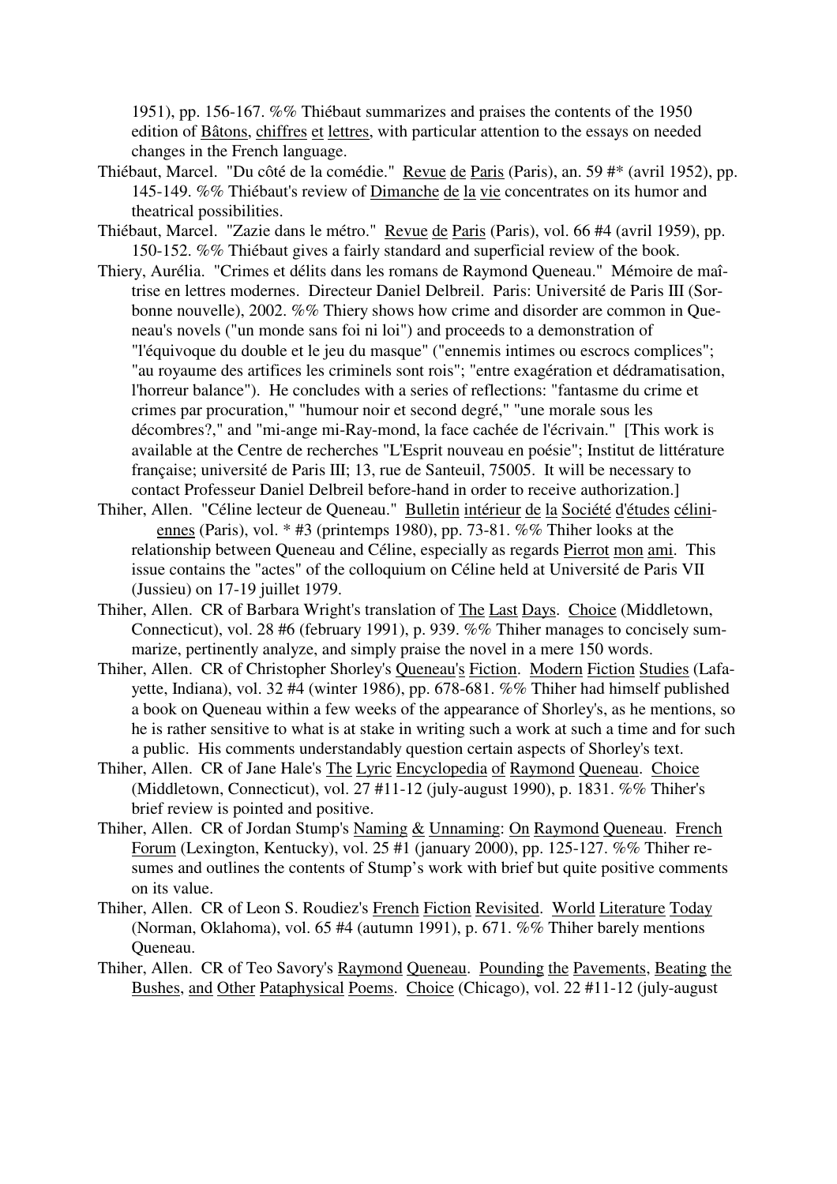1951), pp. 156-167. %% Thiébaut summarizes and praises the contents of the 1950 edition of Bâtons, chiffres et lettres, with particular attention to the essays on needed changes in the French language.

Thiébaut, Marcel. "Du côté de la comédie." Revue de Paris (Paris), an. 59 #* (avril 1952), pp. 145-149. %% Thiébaut's review of Dimanche de la vie concentrates on its humor and theatrical possibilities.

Thiébaut, Marcel. "Zazie dans le métro." Revue de Paris (Paris), vol. 66 #4 (avril 1959), pp. 150-152. %% Thiébaut gives a fairly standard and superficial review of the book.

Thiery, Aurélia. "Crimes et délits dans les romans de Raymond Queneau." Mémoire de maîtrise en lettres modernes. Directeur Daniel Delbreil. Paris: Université de Paris III (Sorbonne nouvelle), 2002. %% Thiery shows how crime and disorder are common in Queneau's novels ("un monde sans foi ni loi") and proceeds to a demonstration of "l'équivoque du double et le jeu du masque" ("ennemis intimes ou escrocs complices"; "au royaume des artifices les criminels sont rois"; "entre exagération et dédramatisation, l'horreur balance"). He concludes with a series of reflections: "fantasme du crime et crimes par procuration," "humour noir et second degré," "une morale sous les décombres?," and "mi-ange mi-Ray-mond, la face cachée de l'écrivain." [This work is available at the Centre de recherches "L'Esprit nouveau en poésie"; Institut de littérature française; université de Paris III; 13, rue de Santeuil, 75005. It will be necessary to contact Professeur Daniel Delbreil before-hand in order to receive authorization.]

Thiher, Allen. "Céline lecteur de Queneau." Bulletin intérieur de la Société d'études céliniennes (Paris), vol. * #3 (printemps 1980), pp. 73-81. %% Thiher looks at the relationship between Queneau and Céline, especially as regards Pierrot mon ami. This issue contains the "actes" of the colloquium on Céline held at Université de Paris VII (Jussieu) on 17-19 juillet 1979.

Thiher, Allen. CR of Barbara Wright's translation of The Last Days. Choice (Middletown, Connecticut), vol. 28 #6 (february 1991), p. 939. %% Thiher manages to concisely summarize, pertinently analyze, and simply praise the novel in a mere 150 words.

Thiher, Allen. CR of Christopher Shorley's Queneau's Fiction. Modern Fiction Studies (Lafayette, Indiana), vol. 32 #4 (winter 1986), pp. 678-681. %% Thiher had himself published a book on Queneau within a few weeks of the appearance of Shorley's, as he mentions, so he is rather sensitive to what is at stake in writing such a work at such a time and for such a public. His comments understandably question certain aspects of Shorley's text.

Thiher, Allen. CR of Jane Hale's The Lyric Encyclopedia of Raymond Queneau. Choice (Middletown, Connecticut), vol. 27 #11-12 (july-august 1990), p. 1831. %% Thiher's brief review is pointed and positive.

Thiher, Allen. CR of Jordan Stump's Naming & Unnaming: On Raymond Queneau. French Forum (Lexington, Kentucky), vol. 25 #1 (january 2000), pp. 125-127. %% Thiher resumes and outlines the contents of Stump's work with brief but quite positive comments on its value.

Thiher, Allen. CR of Leon S. Roudiez's French Fiction Revisited. World Literature Today (Norman, Oklahoma), vol. 65 #4 (autumn 1991), p. 671. %% Thiher barely mentions Queneau.

Thiher, Allen. CR of Teo Savory's Raymond Queneau. Pounding the Pavements, Beating the Bushes, and Other Pataphysical Poems. Choice (Chicago), vol. 22 #11-12 (july-august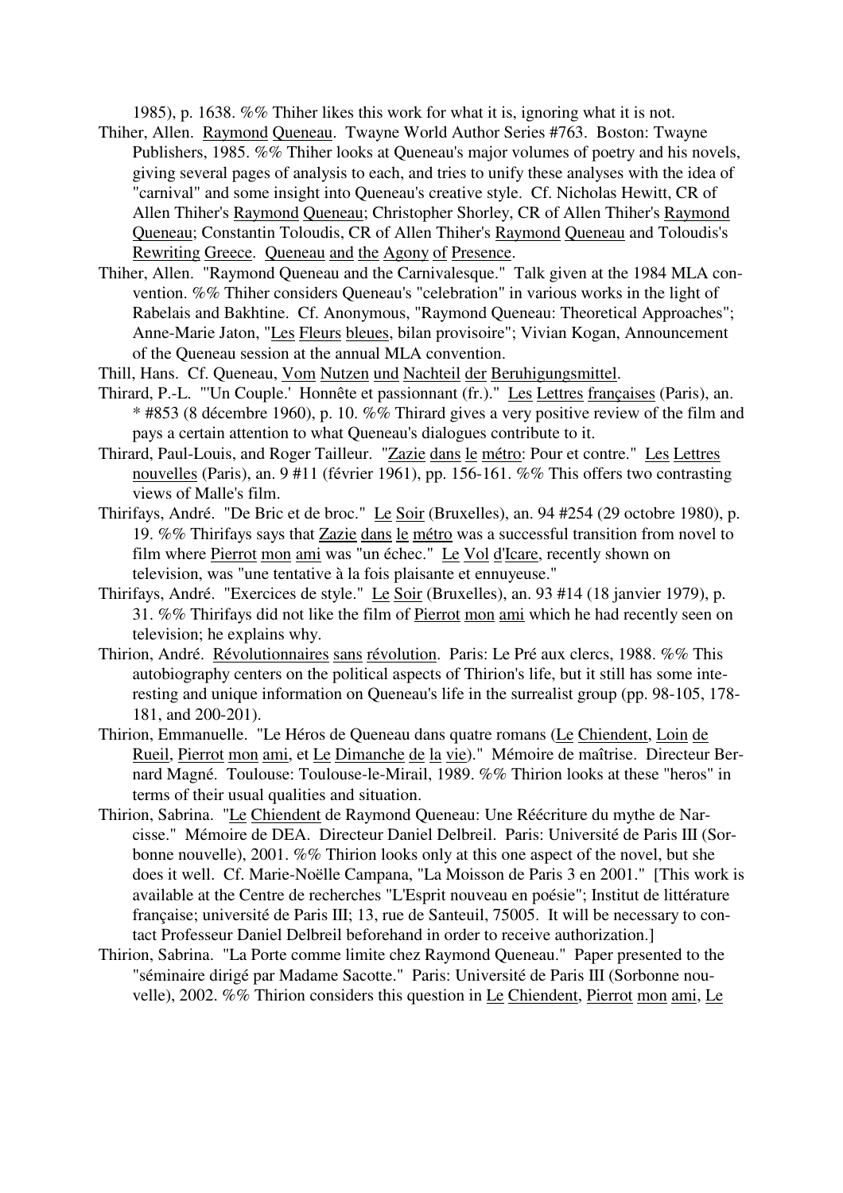1985), p. 1638. %% Thiher likes this work for what it is, ignoring what it is not.

Thiher, Allen. Raymond Queneau. Twayne World Author Series #763. Boston: Twayne Publishers, 1985. %% Thiher looks at Queneau's major volumes of poetry and his novels, giving several pages of analysis to each, and tries to unify these analyses with the idea of "carnival" and some insight into Queneau's creative style. Cf. Nicholas Hewitt, CR of Allen Thiher's Raymond Queneau; Christopher Shorley, CR of Allen Thiher's Raymond Queneau; Constantin Toloudis, CR of Allen Thiher's Raymond Queneau and Toloudis's Rewriting Greece. Queneau and the Agony of Presence.

Thiher, Allen. "Raymond Queneau and the Carnivalesque." Talk given at the 1984 MLA convention. %% Thiher considers Queneau's "celebration" in various works in the light of Rabelais and Bakhtine. Cf. Anonymous, "Raymond Queneau: Theoretical Approaches"; Anne-Marie Jaton, "Les Fleurs bleues, bilan provisoire"; Vivian Kogan, Announcement of the Queneau session at the annual MLA convention.

Thill, Hans. Cf. Queneau, Vom Nutzen und Nachteil der Beruhigungsmittel.

Thirard, P.-L. "'Un Couple.' Honnête et passionnant (fr.)." Les Lettres françaises (Paris), an. * #853 (8 décembre 1960), p. 10. %% Thirard gives a very positive review of the film and pays a certain attention to what Queneau's dialogues contribute to it.

Thirard, Paul-Louis, and Roger Tailleur. "Zazie dans le métro: Pour et contre." Les Lettres nouvelles (Paris), an. 9 #11 (février 1961), pp. 156-161. %% This offers two contrasting views of Malle's film.

Thirifays, André. "De Bric et de broc." Le Soir (Bruxelles), an. 94 #254 (29 octobre 1980), p. 19. %% Thirifays says that Zazie dans le métro was a successful transition from novel to film where Pierrot mon ami was "un échec." Le Vol d'Icare, recently shown on television, was "une tentative à la fois plaisante et ennuyeuse."

Thirifays, André. "Exercices de style." Le Soir (Bruxelles), an. 93 #14 (18 janvier 1979), p. 31. %% Thirifays did not like the film of Pierrot mon ami which he had recently seen on television; he explains why.

Thirion, André. Révolutionnaires sans révolution. Paris: Le Pré aux clercs, 1988. %% This autobiography centers on the political aspects of Thirion's life, but it still has some interesting and unique information on Queneau's life in the surrealist group (pp. 98-105, 178-181, and 200-201).

Thirion, Emmanuelle. "Le Héros de Queneau dans quatre romans (Le Chiendent, Loin de Rueil, Pierrot mon ami, et Le Dimanche de la vie)." Mémoire de maîtrise. Directeur Bernard Magné. Toulouse: Toulouse-le-Mirail, 1989. %% Thirion looks at these "heros" in terms of their usual qualities and situation.

Thirion, Sabrina. "Le Chiendent de Raymond Queneau: Une Réécriture du mythe de Narcisse." Mémoire de DEA. Directeur Daniel Delbreil. Paris: Université de Paris III (Sorbonne nouvelle), 2001. %% Thirion looks only at this one aspect of the novel, but she does it well. Cf. Marie-Noëlle Campana, "La Moisson de Paris 3 en 2001." [This work is available at the Centre de recherches "L'Esprit nouveau en poésie"; Institut de littérature française; université de Paris III; 13, rue de Santeuil, 75005. It will be necessary to contact Professeur Daniel Delbreil beforehand in order to receive authorization.]

Thirion, Sabrina. "La Porte comme limite chez Raymond Queneau." Paper presented to the "séminaire dirigé par Madame Sacotte." Paris: Université de Paris III (Sorbonne nouvelle), 2002. %% Thirion considers this question in Le Chiendent, Pierrot mon ami, Le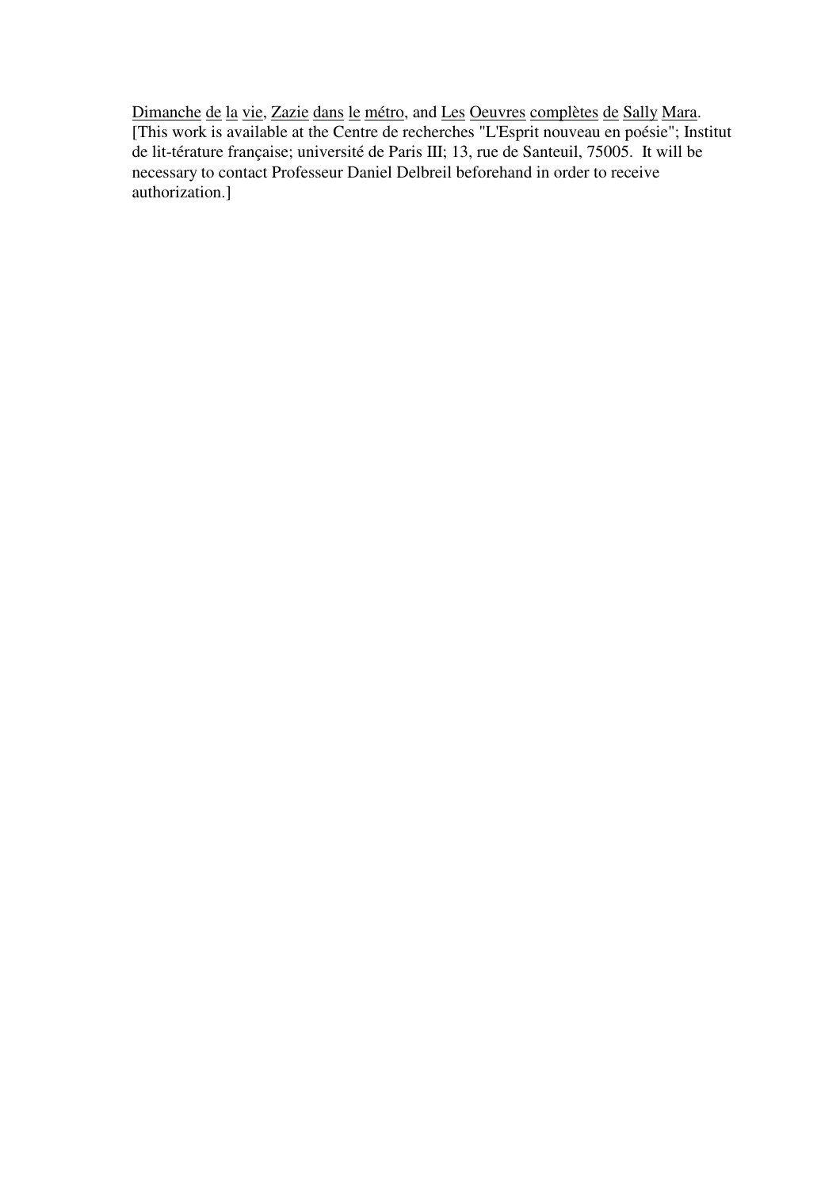Dimanche de la vie, Zazie dans le métro, and Les Oeuvres complètes de Sally Mara. [This work is available at the Centre de recherches "L'Esprit nouveau en poésie"; Institut de lit-térature française; université de Paris III; 13, rue de Santeuil, 75005. It will be necessary to contact Professeur Daniel Delbreil beforehand in order to receive authorization.]